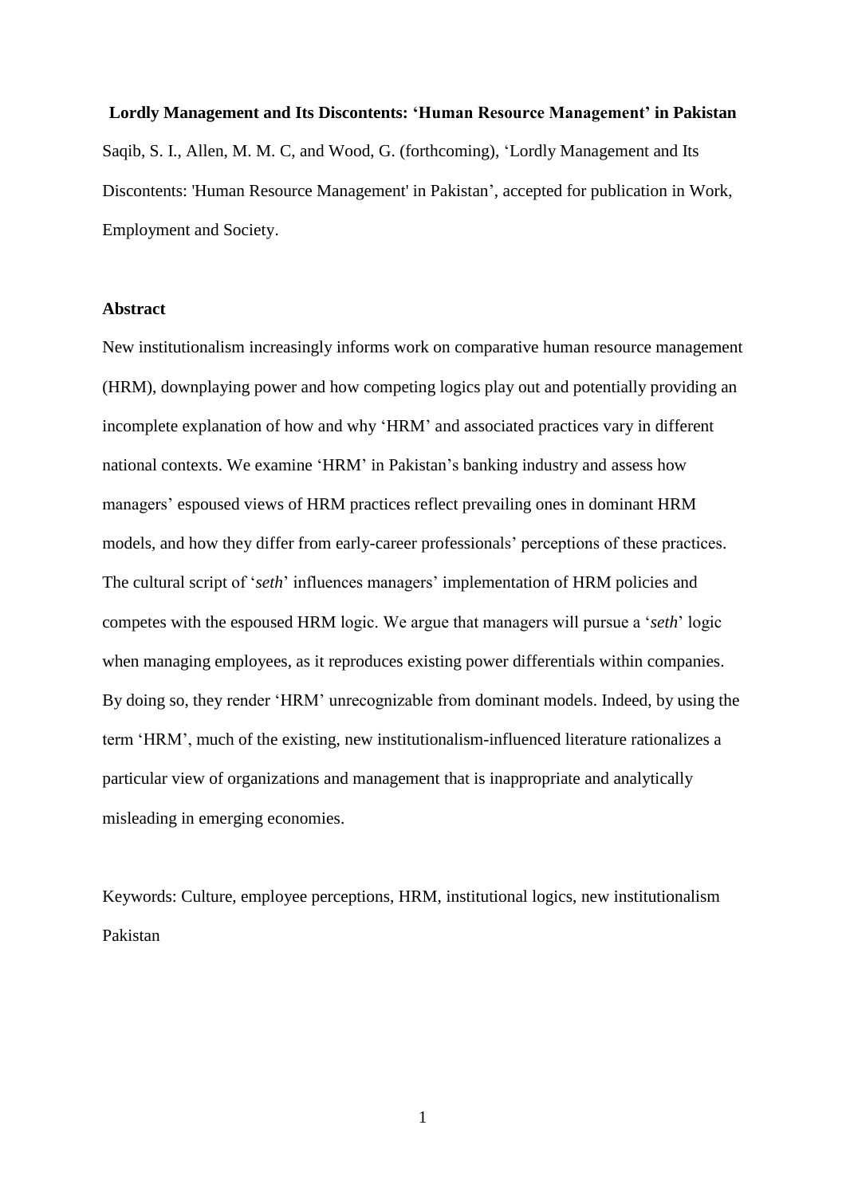# Lordly Management and Its Discontents: 'Human Resource Management' in Pakistan

Saqib, S. I., Allen, M. M. C, and Wood, G. (forthcoming), 'Lordly Management and Its Discontents: 'Human Resource Management' in Pakistan', accepted for publication in Work, Employment and Society.

## Abstract

New institutionalism increasingly informs work on comparative human resource management (HRM), downplaying power and how competing logics play out and potentially providing an incomplete explanation of how and why 'HRM' and associated practices vary in different national contexts. We examine 'HRM' in Pakistan's banking industry and assess how managers' espoused views of HRM practices reflect prevailing ones in dominant HRM models, and how they differ from early-career professionals' perceptions of these practices. The cultural script of '*seth*' influences managers' implementation of HRM policies and competes with the espoused HRM logic. We argue that managers will pursue a '*seth*' logic when managing employees, as it reproduces existing power differentials within companies. By doing so, they render 'HRM' unrecognizable from dominant models. Indeed, by using the term 'HRM', much of the existing, new institutionalism-influenced literature rationalizes a particular view of organizations and management that is inappropriate and analytically misleading in emerging economies.

Keywords: Culture, employee perceptions, HRM, institutional logics, new institutionalism Pakistan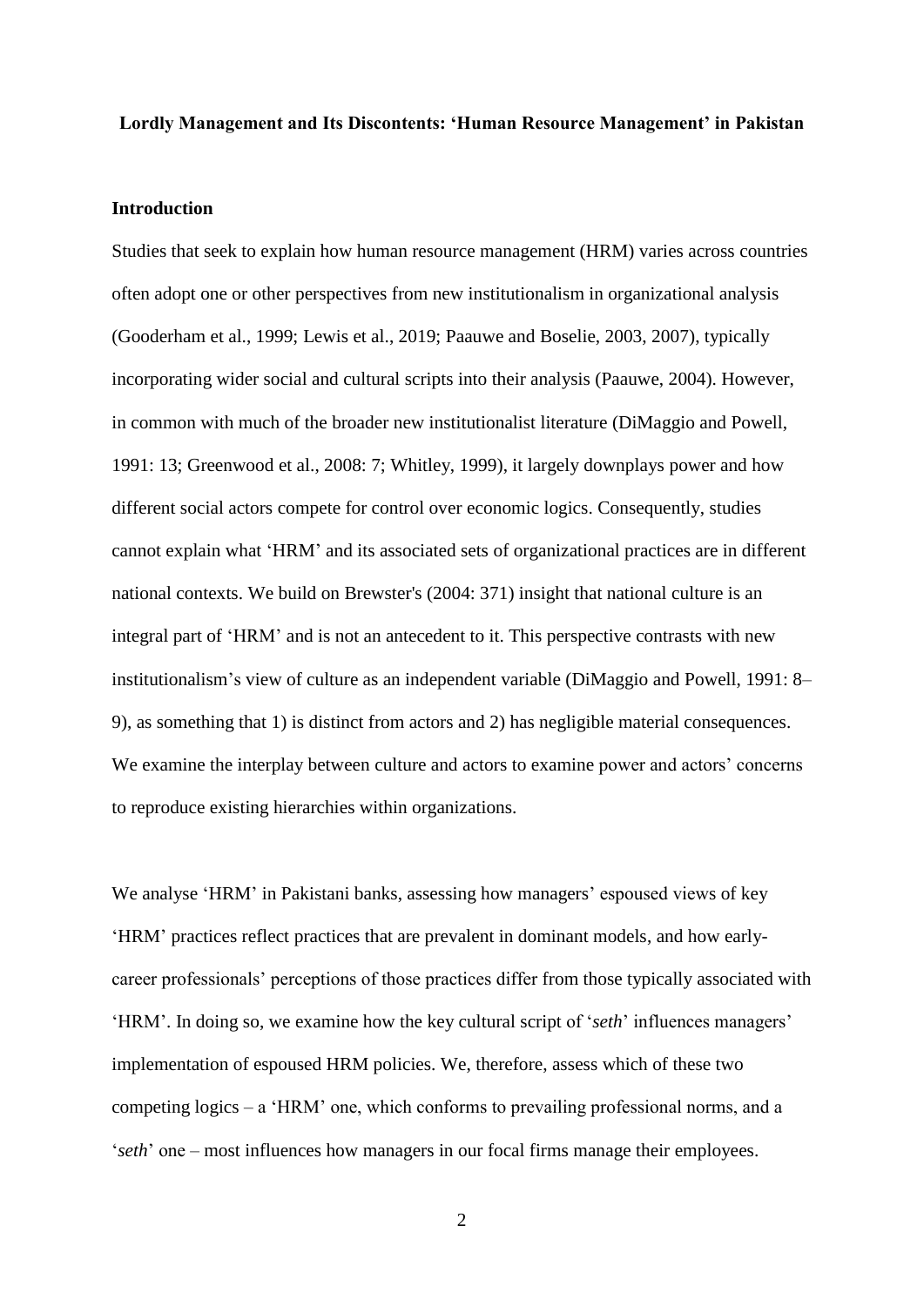**Lordly Management and Its Discontents: 'Human Resource Management' in Pakistan**

## Introduction

Studies that seek to explain how human resource management (HRM) varies across countries often adopt one or other perspectives from new institutionalism in organizational analysis (Gooderham et al., 1999; Lewis et al., 2019; Paauwe and Boselie, 2003, 2007), typically incorporating wider social and cultural scripts into their analysis (Paauwe, 2004). However, in common with much of the broader new institutionalist literature (DiMaggio and Powell, 1991: 13; Greenwood et al., 2008: 7; Whitley, 1999), it largely downplays power and how different social actors compete for control over economic logics. Consequently, studies cannot explain what 'HRM' and its associated sets of organizational practices are in different national contexts. We build on Brewster's (2004: 371) insight that national culture is an integral part of 'HRM' and is not an antecedent to it. This perspective contrasts with new institutionalism's view of culture as an independent variable (DiMaggio and Powell, 1991: 8–9), as something that 1) is distinct from actors and 2) has negligible material consequences. We examine the interplay between culture and actors to examine power and actors' concerns to reproduce existing hierarchies within organizations.

We analyse 'HRM' in Pakistani banks, assessing how managers' espoused views of key 'HRM' practices reflect practices that are prevalent in dominant models, and how early-career professionals' perceptions of those practices differ from those typically associated with 'HRM'. In doing so, we examine how the key cultural script of '*seth*' influences managers' implementation of espoused HRM policies. We, therefore, assess which of these two competing logics – a 'HRM' one, which conforms to prevailing professional norms, and a '*seth*' one – most influences how managers in our focal firms manage their employees.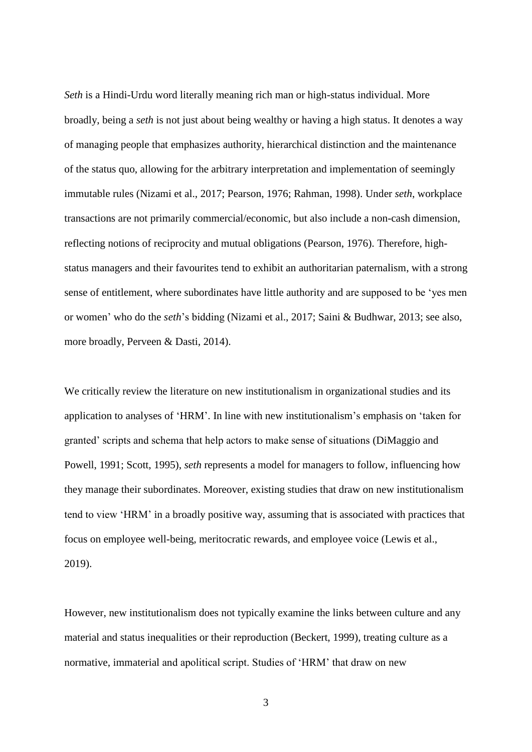*Seth* is a Hindi-Urdu word literally meaning rich man or high-status individual. More broadly, being a *seth* is not just about being wealthy or having a high status. It denotes a way of managing people that emphasizes authority, hierarchical distinction and the maintenance of the status quo, allowing for the arbitrary interpretation and implementation of seemingly immutable rules (Nizami et al., 2017; Pearson, 1976; Rahman, 1998). Under *seth*, workplace transactions are not primarily commercial/economic, but also include a non-cash dimension, reflecting notions of reciprocity and mutual obligations (Pearson, 1976). Therefore, high-status managers and their favourites tend to exhibit an authoritarian paternalism, with a strong sense of entitlement, where subordinates have little authority and are supposed to be 'yes men or women' who do the *seth*'s bidding (Nizami et al., 2017; Saini & Budhwar, 2013; see also, more broadly, Perveen & Dasti, 2014).

We critically review the literature on new institutionalism in organizational studies and its application to analyses of 'HRM'. In line with new institutionalism's emphasis on 'taken for granted' scripts and schema that help actors to make sense of situations (DiMaggio and Powell, 1991; Scott, 1995), *seth* represents a model for managers to follow, influencing how they manage their subordinates. Moreover, existing studies that draw on new institutionalism tend to view 'HRM' in a broadly positive way, assuming that is associated with practices that focus on employee well-being, meritocratic rewards, and employee voice (Lewis et al., 2019).

However, new institutionalism does not typically examine the links between culture and any material and status inequalities or their reproduction (Beckert, 1999), treating culture as a normative, immaterial and apolitical script. Studies of 'HRM' that draw on new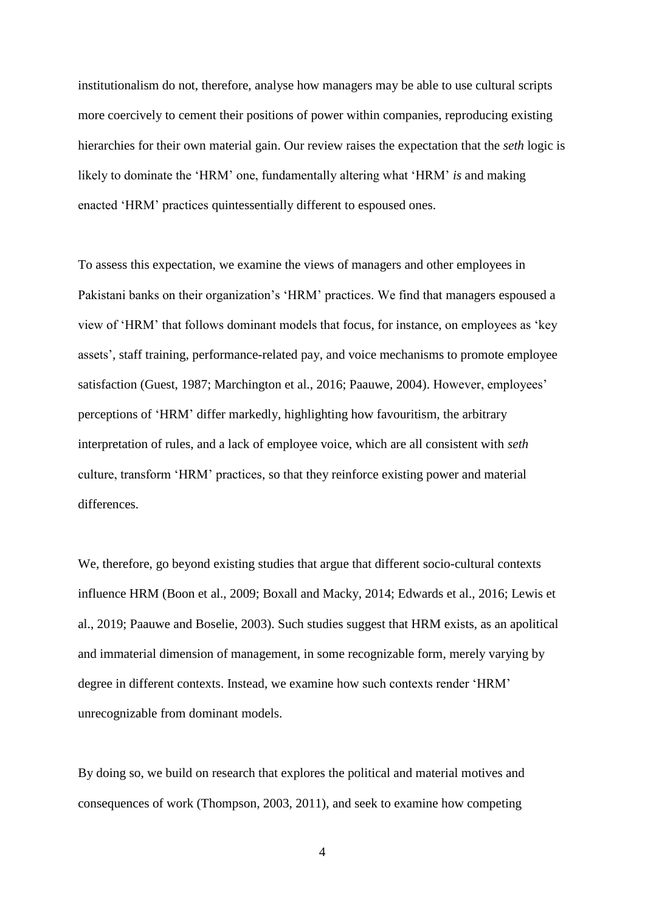institutionalism do not, therefore, analyse how managers may be able to use cultural scripts more coercively to cement their positions of power within companies, reproducing existing hierarchies for their own material gain. Our review raises the expectation that the *seth* logic is likely to dominate the 'HRM' one, fundamentally altering what 'HRM' *is* and making enacted 'HRM' practices quintessentially different to espoused ones.

To assess this expectation, we examine the views of managers and other employees in Pakistani banks on their organization's 'HRM' practices. We find that managers espoused a view of 'HRM' that follows dominant models that focus, for instance, on employees as 'key assets', staff training, performance-related pay, and voice mechanisms to promote employee satisfaction (Guest, 1987; Marchington et al., 2016; Paauwe, 2004). However, employees' perceptions of 'HRM' differ markedly, highlighting how favouritism, the arbitrary interpretation of rules, and a lack of employee voice, which are all consistent with *seth* culture, transform 'HRM' practices, so that they reinforce existing power and material differences.

We, therefore, go beyond existing studies that argue that different socio-cultural contexts influence HRM (Boon et al., 2009; Boxall and Macky, 2014; Edwards et al., 2016; Lewis et al., 2019; Paauwe and Boselie, 2003). Such studies suggest that HRM exists, as an apolitical and immaterial dimension of management, in some recognizable form, merely varying by degree in different contexts. Instead, we examine how such contexts render 'HRM' unrecognizable from dominant models.

By doing so, we build on research that explores the political and material motives and consequences of work (Thompson, 2003, 2011), and seek to examine how competing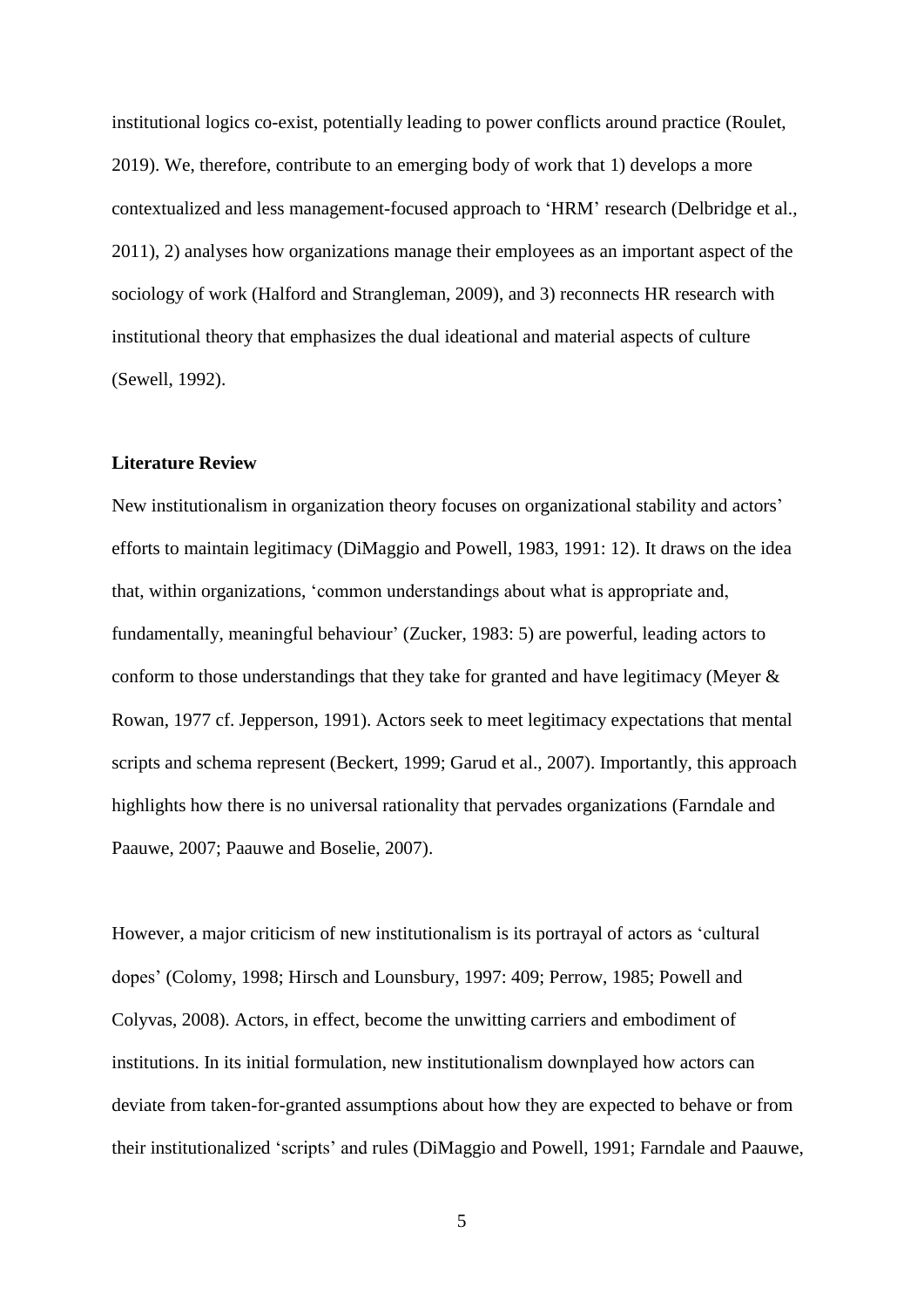institutional logics co-exist, potentially leading to power conflicts around practice (Roulet, 2019). We, therefore, contribute to an emerging body of work that 1) develops a more contextualized and less management-focused approach to 'HRM' research (Delbridge et al., 2011), 2) analyses how organizations manage their employees as an important aspect of the sociology of work (Halford and Strangleman, 2009), and 3) reconnects HR research with institutional theory that emphasizes the dual ideational and material aspects of culture (Sewell, 1992).

## Literature Review

New institutionalism in organization theory focuses on organizational stability and actors' efforts to maintain legitimacy (DiMaggio and Powell, 1983, 1991: 12). It draws on the idea that, within organizations, 'common understandings about what is appropriate and, fundamentally, meaningful behaviour' (Zucker, 1983: 5) are powerful, leading actors to conform to those understandings that they take for granted and have legitimacy (Meyer & Rowan, 1977 cf. Jepperson, 1991). Actors seek to meet legitimacy expectations that mental scripts and schema represent (Beckert, 1999; Garud et al., 2007). Importantly, this approach highlights how there is no universal rationality that pervades organizations (Farndale and Paauwe, 2007; Paauwe and Boselie, 2007).

However, a major criticism of new institutionalism is its portrayal of actors as 'cultural dopes' (Colomy, 1998; Hirsch and Lounsbury, 1997: 409; Perrow, 1985; Powell and Colyvas, 2008). Actors, in effect, become the unwitting carriers and embodiment of institutions. In its initial formulation, new institutionalism downplayed how actors can deviate from taken-for-granted assumptions about how they are expected to behave or from their institutionalized 'scripts' and rules (DiMaggio and Powell, 1991; Farndale and Paauwe,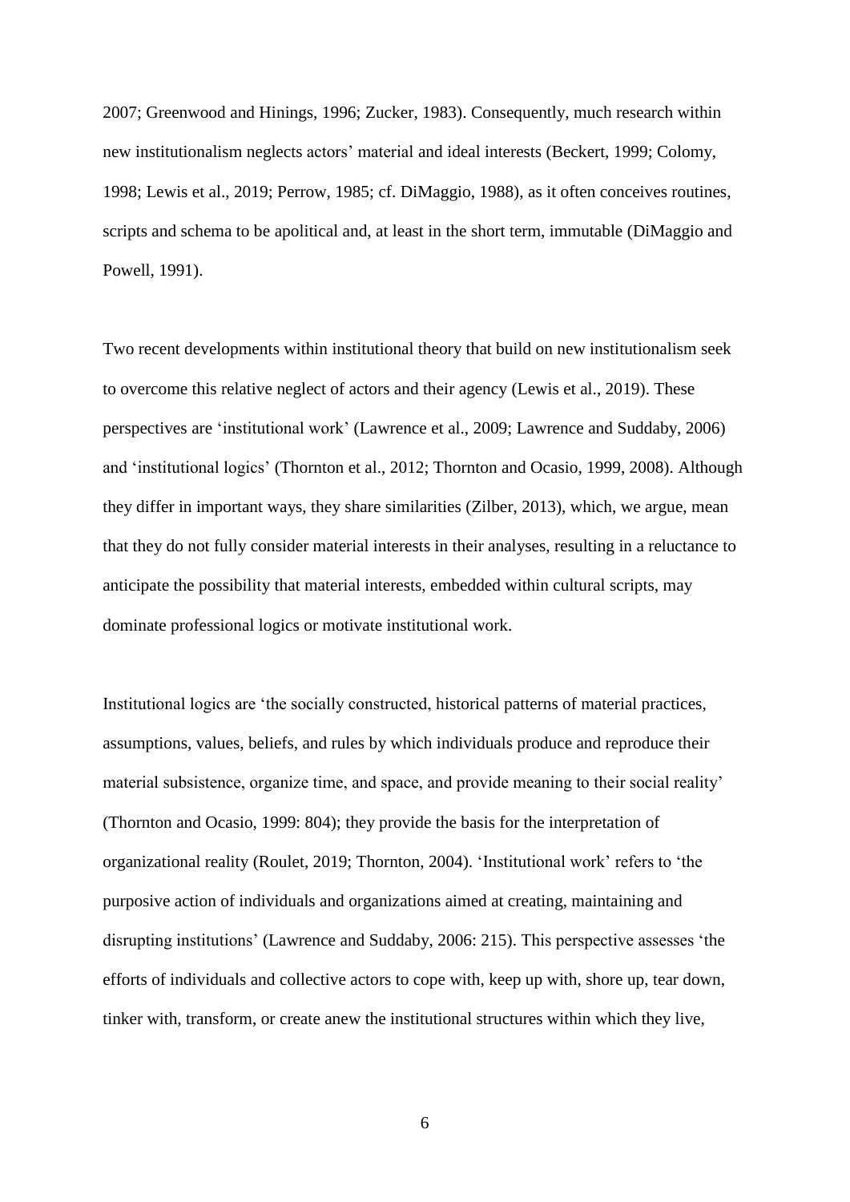2007; Greenwood and Hinings, 1996; Zucker, 1983). Consequently, much research within new institutionalism neglects actors' material and ideal interests (Beckert, 1999; Colomy, 1998; Lewis et al., 2019; Perrow, 1985; cf. DiMaggio, 1988), as it often conceives routines, scripts and schema to be apolitical and, at least in the short term, immutable (DiMaggio and Powell, 1991).

Two recent developments within institutional theory that build on new institutionalism seek to overcome this relative neglect of actors and their agency (Lewis et al., 2019). These perspectives are 'institutional work' (Lawrence et al., 2009; Lawrence and Suddaby, 2006) and 'institutional logics' (Thornton et al., 2012; Thornton and Ocasio, 1999, 2008). Although they differ in important ways, they share similarities (Zilber, 2013), which, we argue, mean that they do not fully consider material interests in their analyses, resulting in a reluctance to anticipate the possibility that material interests, embedded within cultural scripts, may dominate professional logics or motivate institutional work.

Institutional logics are 'the socially constructed, historical patterns of material practices, assumptions, values, beliefs, and rules by which individuals produce and reproduce their material subsistence, organize time, and space, and provide meaning to their social reality' (Thornton and Ocasio, 1999: 804); they provide the basis for the interpretation of organizational reality (Roulet, 2019; Thornton, 2004). 'Institutional work' refers to 'the purposive action of individuals and organizations aimed at creating, maintaining and disrupting institutions' (Lawrence and Suddaby, 2006: 215). This perspective assesses 'the efforts of individuals and collective actors to cope with, keep up with, shore up, tear down, tinker with, transform, or create anew the institutional structures within which they live,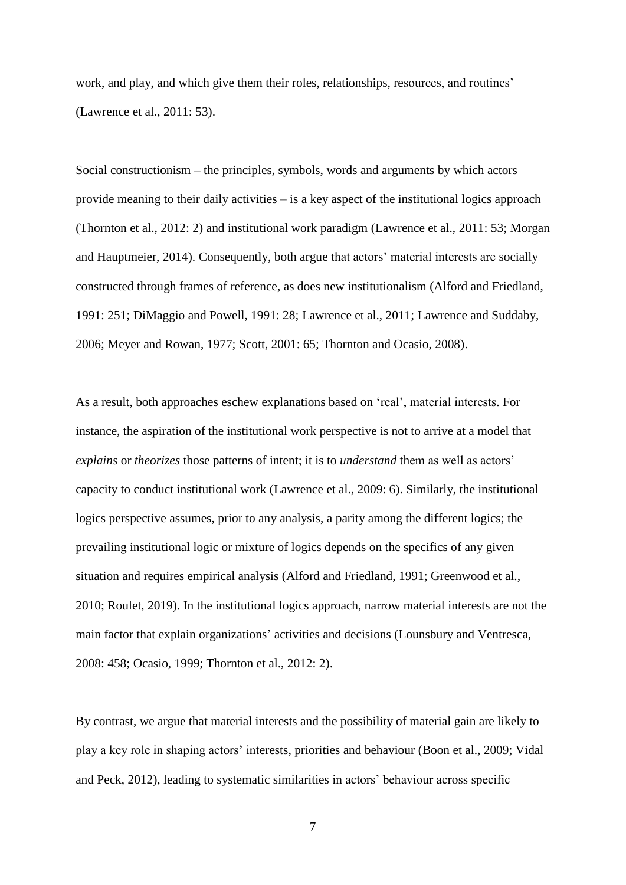work, and play, and which give them their roles, relationships, resources, and routines' (Lawrence et al., 2011: 53).

Social constructionism – the principles, symbols, words and arguments by which actors provide meaning to their daily activities – is a key aspect of the institutional logics approach (Thornton et al., 2012: 2) and institutional work paradigm (Lawrence et al., 2011: 53; Morgan and Hauptmeier, 2014). Consequently, both argue that actors' material interests are socially constructed through frames of reference, as does new institutionalism (Alford and Friedland, 1991: 251; DiMaggio and Powell, 1991: 28; Lawrence et al., 2011; Lawrence and Suddaby, 2006; Meyer and Rowan, 1977; Scott, 2001: 65; Thornton and Ocasio, 2008).

As a result, both approaches eschew explanations based on 'real', material interests. For instance, the aspiration of the institutional work perspective is not to arrive at a model that *explains* or *theorizes* those patterns of intent; it is to *understand* them as well as actors' capacity to conduct institutional work (Lawrence et al., 2009: 6). Similarly, the institutional logics perspective assumes, prior to any analysis, a parity among the different logics; the prevailing institutional logic or mixture of logics depends on the specifics of any given situation and requires empirical analysis (Alford and Friedland, 1991; Greenwood et al., 2010; Roulet, 2019). In the institutional logics approach, narrow material interests are not the main factor that explain organizations' activities and decisions (Lounsbury and Ventresca, 2008: 458; Ocasio, 1999; Thornton et al., 2012: 2).

By contrast, we argue that material interests and the possibility of material gain are likely to play a key role in shaping actors' interests, priorities and behaviour (Boon et al., 2009; Vidal and Peck, 2012), leading to systematic similarities in actors' behaviour across specific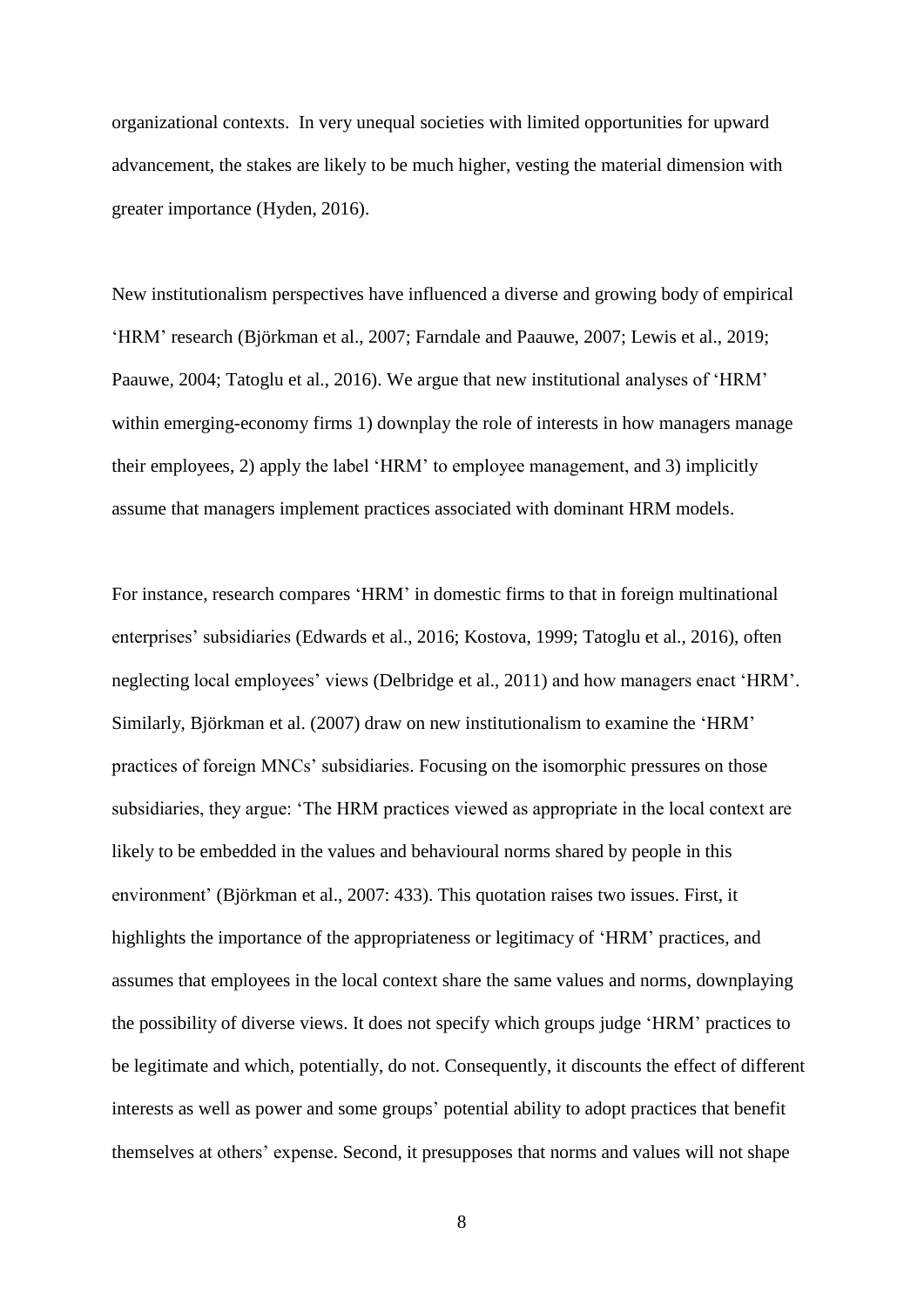organizational contexts. In very unequal societies with limited opportunities for upward advancement, the stakes are likely to be much higher, vesting the material dimension with greater importance (Hyden, 2016).

New institutionalism perspectives have influenced a diverse and growing body of empirical 'HRM' research (Björkman et al., 2007; Farndale and Paauwe, 2007; Lewis et al., 2019; Paauwe, 2004; Tatoglu et al., 2016). We argue that new institutional analyses of 'HRM' within emerging-economy firms 1) downplay the role of interests in how managers manage their employees, 2) apply the label 'HRM' to employee management, and 3) implicitly assume that managers implement practices associated with dominant HRM models.

For instance, research compares 'HRM' in domestic firms to that in foreign multinational enterprises' subsidiaries (Edwards et al., 2016; Kostova, 1999; Tatoglu et al., 2016), often neglecting local employees' views (Delbridge et al., 2011) and how managers enact 'HRM'. Similarly, Björkman et al. (2007) draw on new institutionalism to examine the 'HRM' practices of foreign MNCs' subsidiaries. Focusing on the isomorphic pressures on those subsidiaries, they argue: 'The HRM practices viewed as appropriate in the local context are likely to be embedded in the values and behavioural norms shared by people in this environment' (Björkman et al., 2007: 433). This quotation raises two issues. First, it highlights the importance of the appropriateness or legitimacy of 'HRM' practices, and assumes that employees in the local context share the same values and norms, downplaying the possibility of diverse views. It does not specify which groups judge 'HRM' practices to be legitimate and which, potentially, do not. Consequently, it discounts the effect of different interests as well as power and some groups' potential ability to adopt practices that benefit themselves at others' expense. Second, it presupposes that norms and values will not shape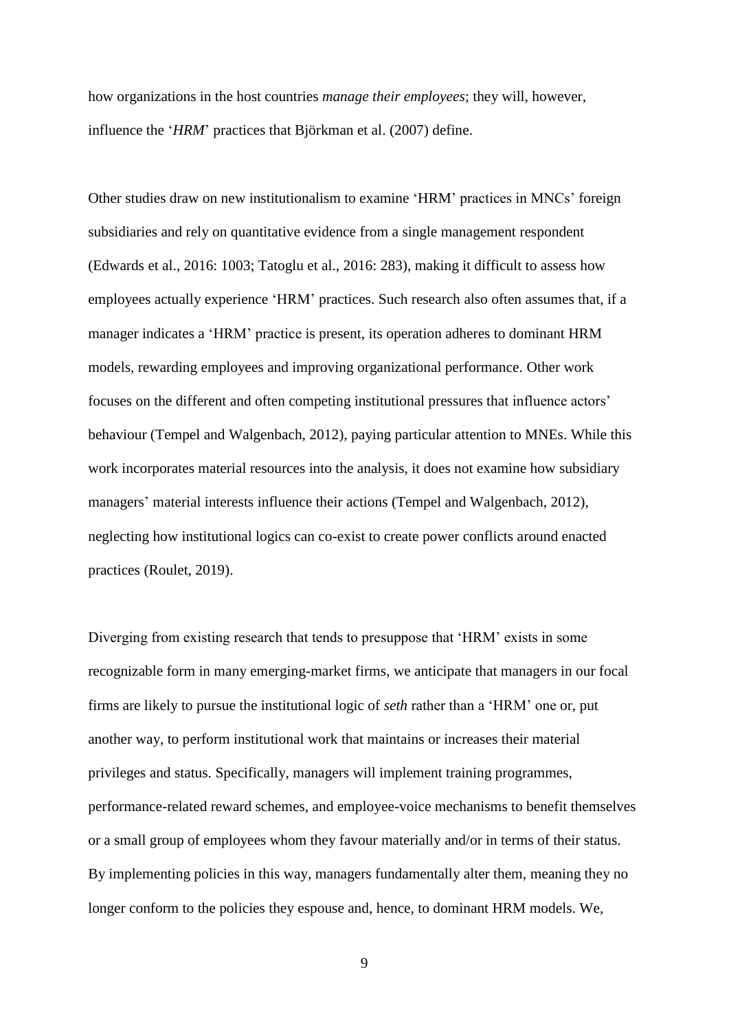how organizations in the host countries *manage their employees*; they will, however, influence the '*HRM*' practices that Björkman et al. (2007) define.

Other studies draw on new institutionalism to examine 'HRM' practices in MNCs' foreign subsidiaries and rely on quantitative evidence from a single management respondent (Edwards et al., 2016: 1003; Tatoglu et al., 2016: 283), making it difficult to assess how employees actually experience 'HRM' practices. Such research also often assumes that, if a manager indicates a 'HRM' practice is present, its operation adheres to dominant HRM models, rewarding employees and improving organizational performance. Other work focuses on the different and often competing institutional pressures that influence actors' behaviour (Tempel and Walgenbach, 2012), paying particular attention to MNEs. While this work incorporates material resources into the analysis, it does not examine how subsidiary managers' material interests influence their actions (Tempel and Walgenbach, 2012), neglecting how institutional logics can co-exist to create power conflicts around enacted practices (Roulet, 2019).

Diverging from existing research that tends to presuppose that 'HRM' exists in some recognizable form in many emerging-market firms, we anticipate that managers in our focal firms are likely to pursue the institutional logic of *seth* rather than a 'HRM' one or, put another way, to perform institutional work that maintains or increases their material privileges and status. Specifically, managers will implement training programmes, performance-related reward schemes, and employee-voice mechanisms to benefit themselves or a small group of employees whom they favour materially and/or in terms of their status. By implementing policies in this way, managers fundamentally alter them, meaning they no longer conform to the policies they espouse and, hence, to dominant HRM models. We,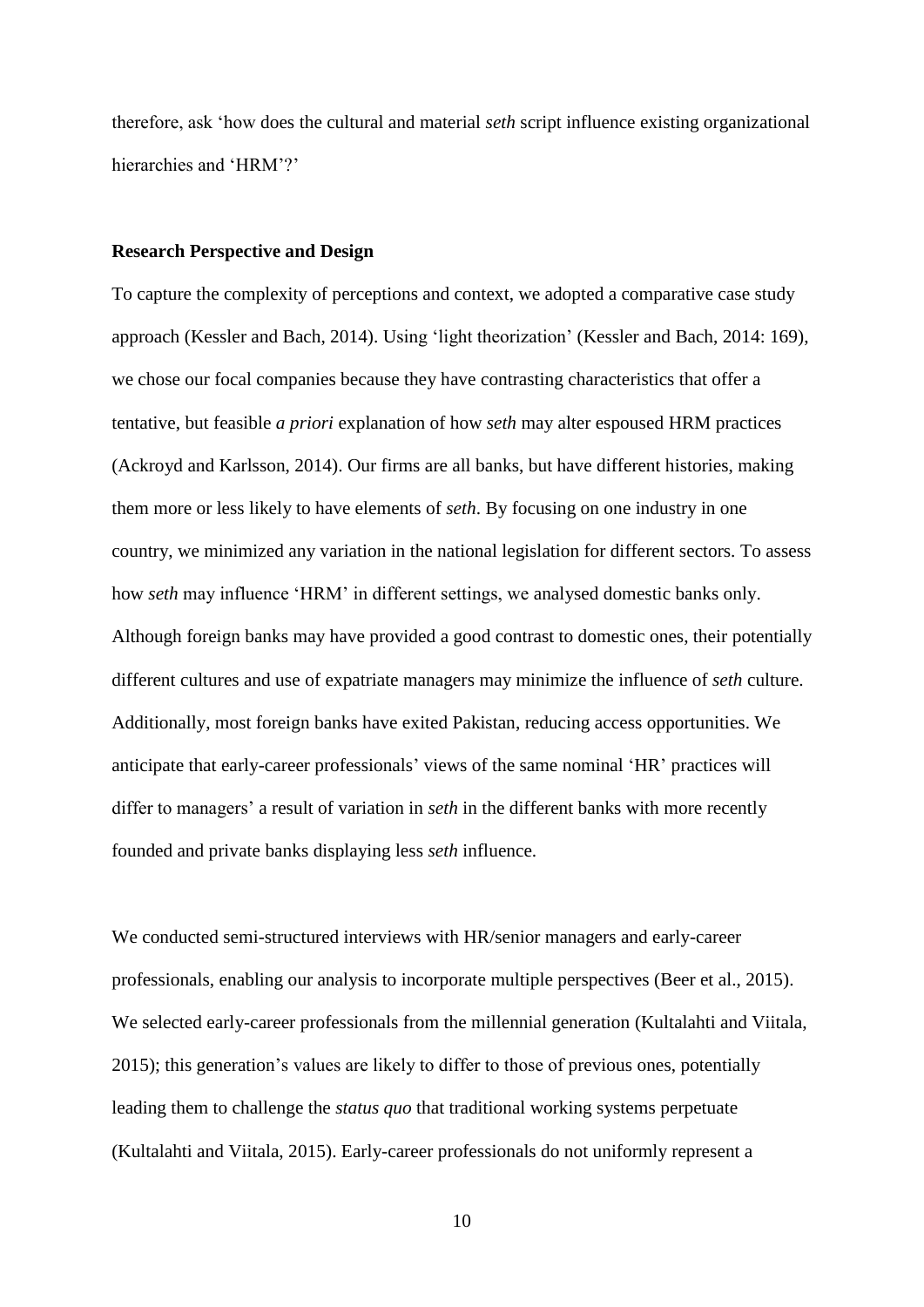therefore, ask 'how does the cultural and material *seth* script influence existing organizational hierarchies and 'HRM'?'

**Research Perspective and Design**

To capture the complexity of perceptions and context, we adopted a comparative case study approach (Kessler and Bach, 2014). Using 'light theorization' (Kessler and Bach, 2014: 169), we chose our focal companies because they have contrasting characteristics that offer a tentative, but feasible *a priori* explanation of how *seth* may alter espoused HRM practices (Ackroyd and Karlsson, 2014). Our firms are all banks, but have different histories, making them more or less likely to have elements of *seth*. By focusing on one industry in one country, we minimized any variation in the national legislation for different sectors. To assess how *seth* may influence 'HRM' in different settings, we analysed domestic banks only. Although foreign banks may have provided a good contrast to domestic ones, their potentially different cultures and use of expatriate managers may minimize the influence of *seth* culture. Additionally, most foreign banks have exited Pakistan, reducing access opportunities. We anticipate that early-career professionals' views of the same nominal 'HR' practices will differ to managers' a result of variation in *seth* in the different banks with more recently founded and private banks displaying less *seth* influence.

We conducted semi-structured interviews with HR/senior managers and early-career professionals, enabling our analysis to incorporate multiple perspectives (Beer et al., 2015). We selected early-career professionals from the millennial generation (Kultalahti and Viitala, 2015); this generation's values are likely to differ to those of previous ones, potentially leading them to challenge the *status quo* that traditional working systems perpetuate (Kultalahti and Viitala, 2015). Early-career professionals do not uniformly represent a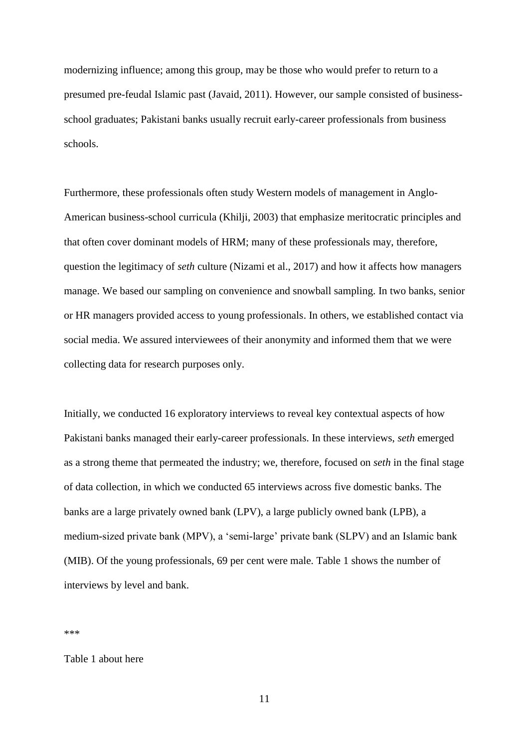modernizing influence; among this group, may be those who would prefer to return to a presumed pre-feudal Islamic past (Javaid, 2011). However, our sample consisted of business-school graduates; Pakistani banks usually recruit early-career professionals from business schools.

Furthermore, these professionals often study Western models of management in Anglo-American business-school curricula (Khilji, 2003) that emphasize meritocratic principles and that often cover dominant models of HRM; many of these professionals may, therefore, question the legitimacy of *seth* culture (Nizami et al., 2017) and how it affects how managers manage. We based our sampling on convenience and snowball sampling. In two banks, senior or HR managers provided access to young professionals. In others, we established contact via social media. We assured interviewees of their anonymity and informed them that we were collecting data for research purposes only.

Initially, we conducted 16 exploratory interviews to reveal key contextual aspects of how Pakistani banks managed their early-career professionals. In these interviews, *seth* emerged as a strong theme that permeated the industry; we, therefore, focused on *seth* in the final stage of data collection, in which we conducted 65 interviews across five domestic banks. The banks are a large privately owned bank (LPV), a large publicly owned bank (LPB), a medium-sized private bank (MPV), a 'semi-large' private bank (SLPV) and an Islamic bank (MIB). Of the young professionals, 69 per cent were male. Table 1 shows the number of interviews by level and bank.

***

Table 1 about here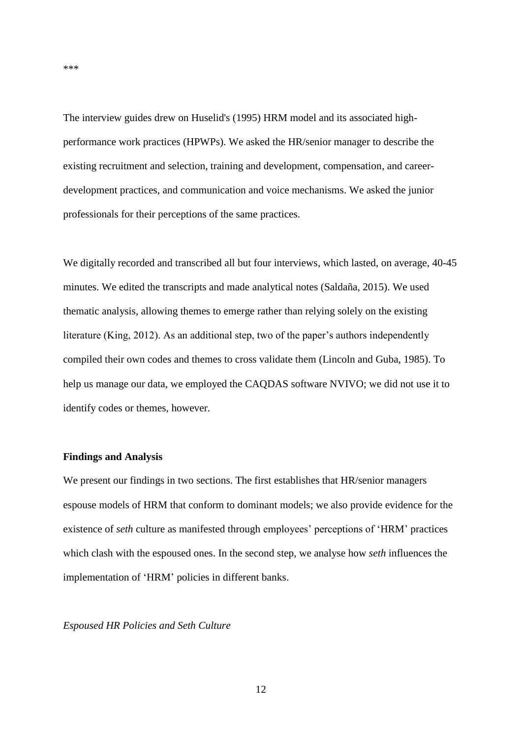***

The interview guides drew on Huselid's (1995) HRM model and its associated high-performance work practices (HPWPs). We asked the HR/senior manager to describe the existing recruitment and selection, training and development, compensation, and career-development practices, and communication and voice mechanisms. We asked the junior professionals for their perceptions of the same practices.

We digitally recorded and transcribed all but four interviews, which lasted, on average, 40-45 minutes. We edited the transcripts and made analytical notes (Saldaña, 2015). We used thematic analysis, allowing themes to emerge rather than relying solely on the existing literature (King, 2012). As an additional step, two of the paper's authors independently compiled their own codes and themes to cross validate them (Lincoln and Guba, 1985). To help us manage our data, we employed the CAQDAS software NVIVO; we did not use it to identify codes or themes, however.

## Findings and Analysis

We present our findings in two sections. The first establishes that HR/senior managers espouse models of HRM that conform to dominant models; we also provide evidence for the existence of *seth* culture as manifested through employees' perceptions of 'HRM' practices which clash with the espoused ones. In the second step, we analyse how *seth* influences the implementation of 'HRM' policies in different banks.

### *Espoused HR Policies and Seth Culture*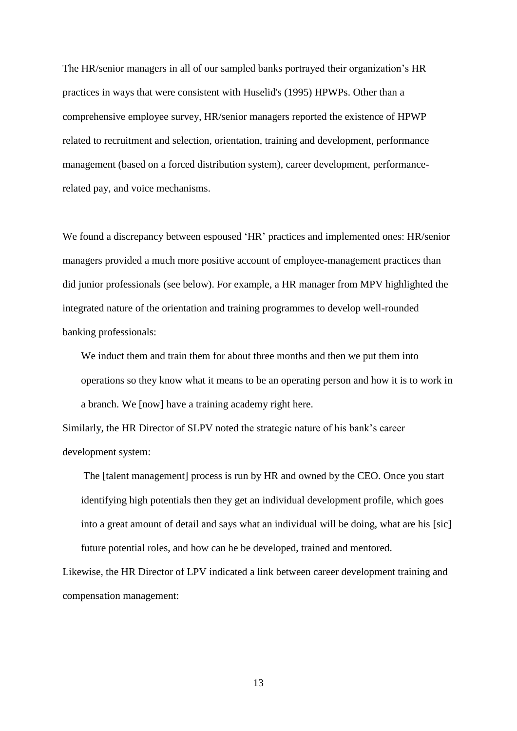The HR/senior managers in all of our sampled banks portrayed their organization's HR practices in ways that were consistent with Huselid's (1995) HPWPs. Other than a comprehensive employee survey, HR/senior managers reported the existence of HPWP related to recruitment and selection, orientation, training and development, performance management (based on a forced distribution system), career development, performance-related pay, and voice mechanisms.

We found a discrepancy between espoused 'HR' practices and implemented ones: HR/senior managers provided a much more positive account of employee-management practices than did junior professionals (see below). For example, a HR manager from MPV highlighted the integrated nature of the orientation and training programmes to develop well-rounded banking professionals:

> We induct them and train them for about three months and then we put them into operations so they know what it means to be an operating person and how it is to work in a branch. We [now] have a training academy right here.

Similarly, the HR Director of SLPV noted the strategic nature of his bank's career development system:

> The [talent management] process is run by HR and owned by the CEO. Once you start identifying high potentials then they get an individual development profile, which goes into a great amount of detail and says what an individual will be doing, what are his [sic] future potential roles, and how can he be developed, trained and mentored.

Likewise, the HR Director of LPV indicated a link between career development training and compensation management: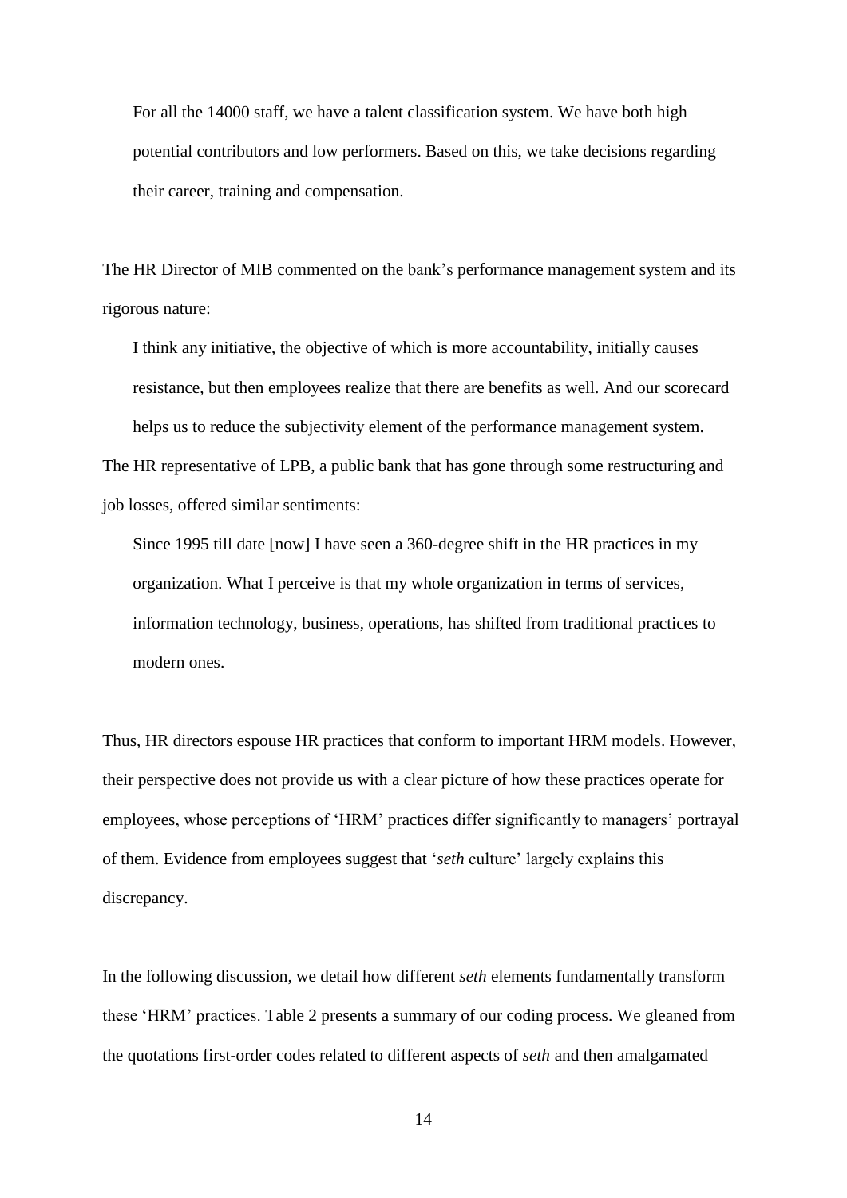> For all the 14000 staff, we have a talent classification system. We have both high potential contributors and low performers. Based on this, we take decisions regarding their career, training and compensation.

The HR Director of MIB commented on the bank's performance management system and its rigorous nature:

> I think any initiative, the objective of which is more accountability, initially causes resistance, but then employees realize that there are benefits as well. And our scorecard helps us to reduce the subjectivity element of the performance management system.

The HR representative of LPB, a public bank that has gone through some restructuring and job losses, offered similar sentiments:

> Since 1995 till date [now] I have seen a 360-degree shift in the HR practices in my organization. What I perceive is that my whole organization in terms of services, information technology, business, operations, has shifted from traditional practices to modern ones.

Thus, HR directors espouse HR practices that conform to important HRM models. However, their perspective does not provide us with a clear picture of how these practices operate for employees, whose perceptions of 'HRM' practices differ significantly to managers' portrayal of them. Evidence from employees suggest that '*seth* culture' largely explains this discrepancy.

In the following discussion, we detail how different *seth* elements fundamentally transform these 'HRM' practices. Table 2 presents a summary of our coding process. We gleaned from the quotations first-order codes related to different aspects of *seth* and then amalgamated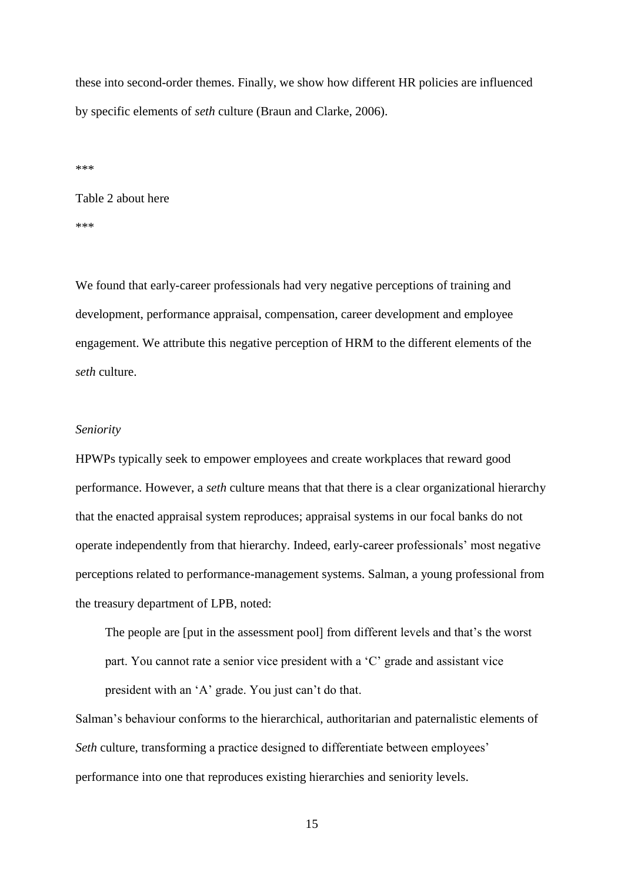these into second-order themes. Finally, we show how different HR policies are influenced by specific elements of *seth* culture (Braun and Clarke, 2006).

***

Table 2 about here

***

We found that early-career professionals had very negative perceptions of training and development, performance appraisal, compensation, career development and employee engagement. We attribute this negative perception of HRM to the different elements of the *seth* culture.

*Seniority*

HPWPs typically seek to empower employees and create workplaces that reward good performance. However, a *seth* culture means that that there is a clear organizational hierarchy that the enacted appraisal system reproduces; appraisal systems in our focal banks do not operate independently from that hierarchy. Indeed, early-career professionals' most negative perceptions related to performance-management systems. Salman, a young professional from the treasury department of LPB, noted:

> The people are [put in the assessment pool] from different levels and that's the worst part. You cannot rate a senior vice president with a 'C' grade and assistant vice president with an 'A' grade. You just can't do that.

Salman's behaviour conforms to the hierarchical, authoritarian and paternalistic elements of *Seth* culture, transforming a practice designed to differentiate between employees' performance into one that reproduces existing hierarchies and seniority levels.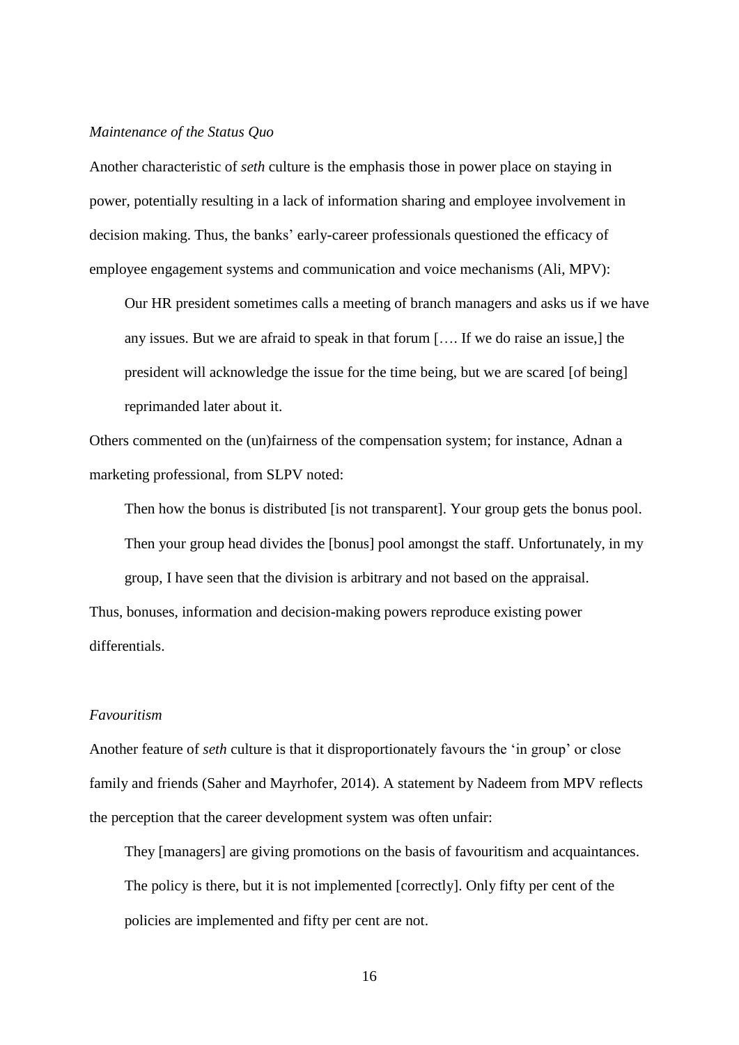*Maintenance of the Status Quo*

Another characteristic of *seth* culture is the emphasis those in power place on staying in power, potentially resulting in a lack of information sharing and employee involvement in decision making. Thus, the banks' early-career professionals questioned the efficacy of employee engagement systems and communication and voice mechanisms (Ali, MPV):

> Our HR president sometimes calls a meeting of branch managers and asks us if we have any issues. But we are afraid to speak in that forum […. If we do raise an issue,] the president will acknowledge the issue for the time being, but we are scared [of being] reprimanded later about it.

Others commented on the (un)fairness of the compensation system; for instance, Adnan a marketing professional, from SLPV noted:

> Then how the bonus is distributed [is not transparent]. Your group gets the bonus pool. Then your group head divides the [bonus] pool amongst the staff. Unfortunately, in my group, I have seen that the division is arbitrary and not based on the appraisal.

Thus, bonuses, information and decision-making powers reproduce existing power differentials.

*Favouritism*

Another feature of *seth* culture is that it disproportionately favours the 'in group' or close family and friends (Saher and Mayrhofer, 2014). A statement by Nadeem from MPV reflects the perception that the career development system was often unfair:

> They [managers] are giving promotions on the basis of favouritism and acquaintances. The policy is there, but it is not implemented [correctly]. Only fifty per cent of the policies are implemented and fifty per cent are not.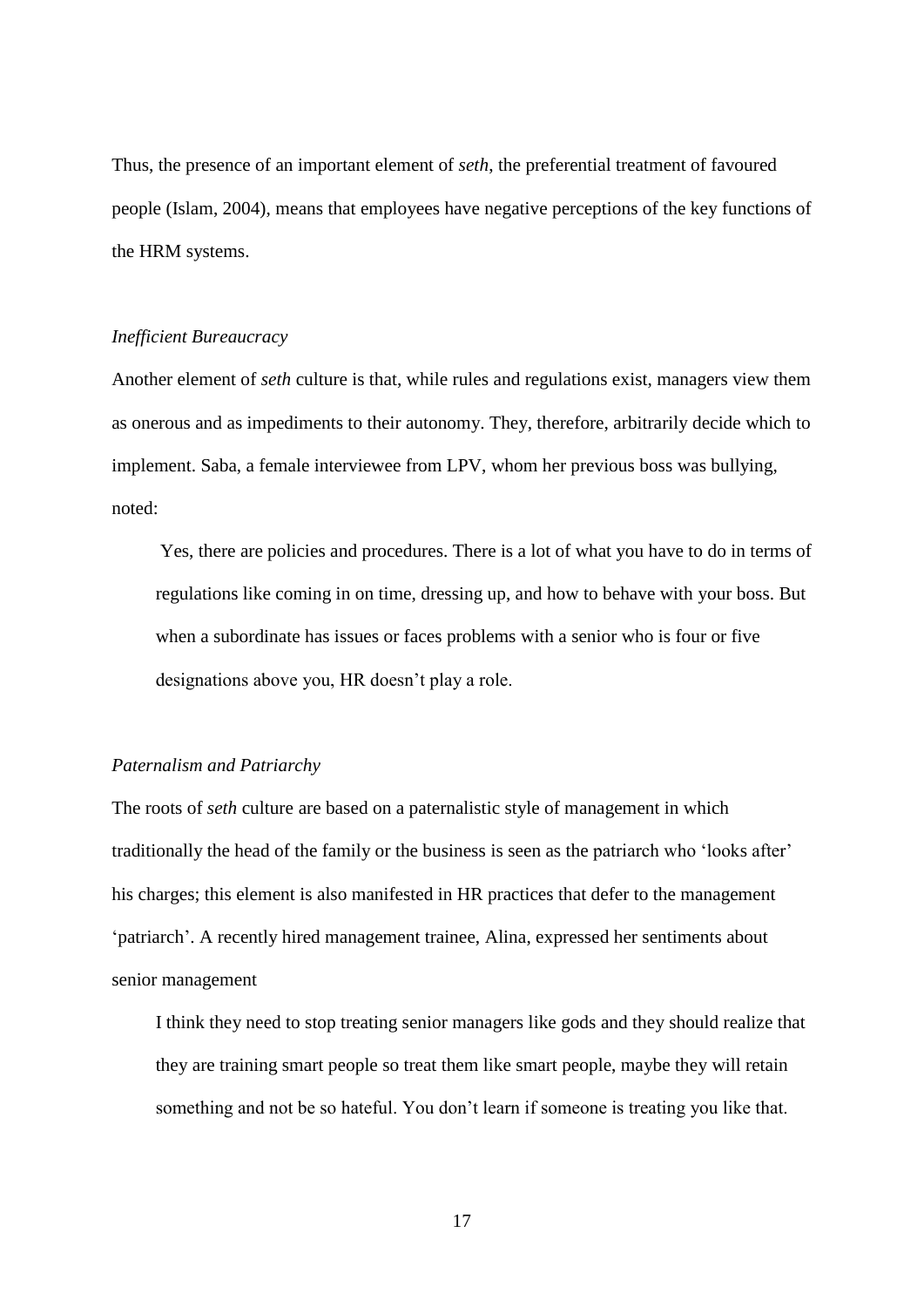Thus, the presence of an important element of *seth*, the preferential treatment of favoured people (Islam, 2004), means that employees have negative perceptions of the key functions of the HRM systems.

*Inefficient Bureaucracy*

Another element of *seth* culture is that, while rules and regulations exist, managers view them as onerous and as impediments to their autonomy. They, therefore, arbitrarily decide which to implement. Saba, a female interviewee from LPV, whom her previous boss was bullying, noted:

> Yes, there are policies and procedures. There is a lot of what you have to do in terms of regulations like coming in on time, dressing up, and how to behave with your boss. But when a subordinate has issues or faces problems with a senior who is four or five designations above you, HR doesn't play a role.

*Paternalism and Patriarchy*

The roots of *seth* culture are based on a paternalistic style of management in which traditionally the head of the family or the business is seen as the patriarch who 'looks after' his charges; this element is also manifested in HR practices that defer to the management 'patriarch'. A recently hired management trainee, Alina, expressed her sentiments about senior management

> I think they need to stop treating senior managers like gods and they should realize that they are training smart people so treat them like smart people, maybe they will retain something and not be so hateful. You don't learn if someone is treating you like that.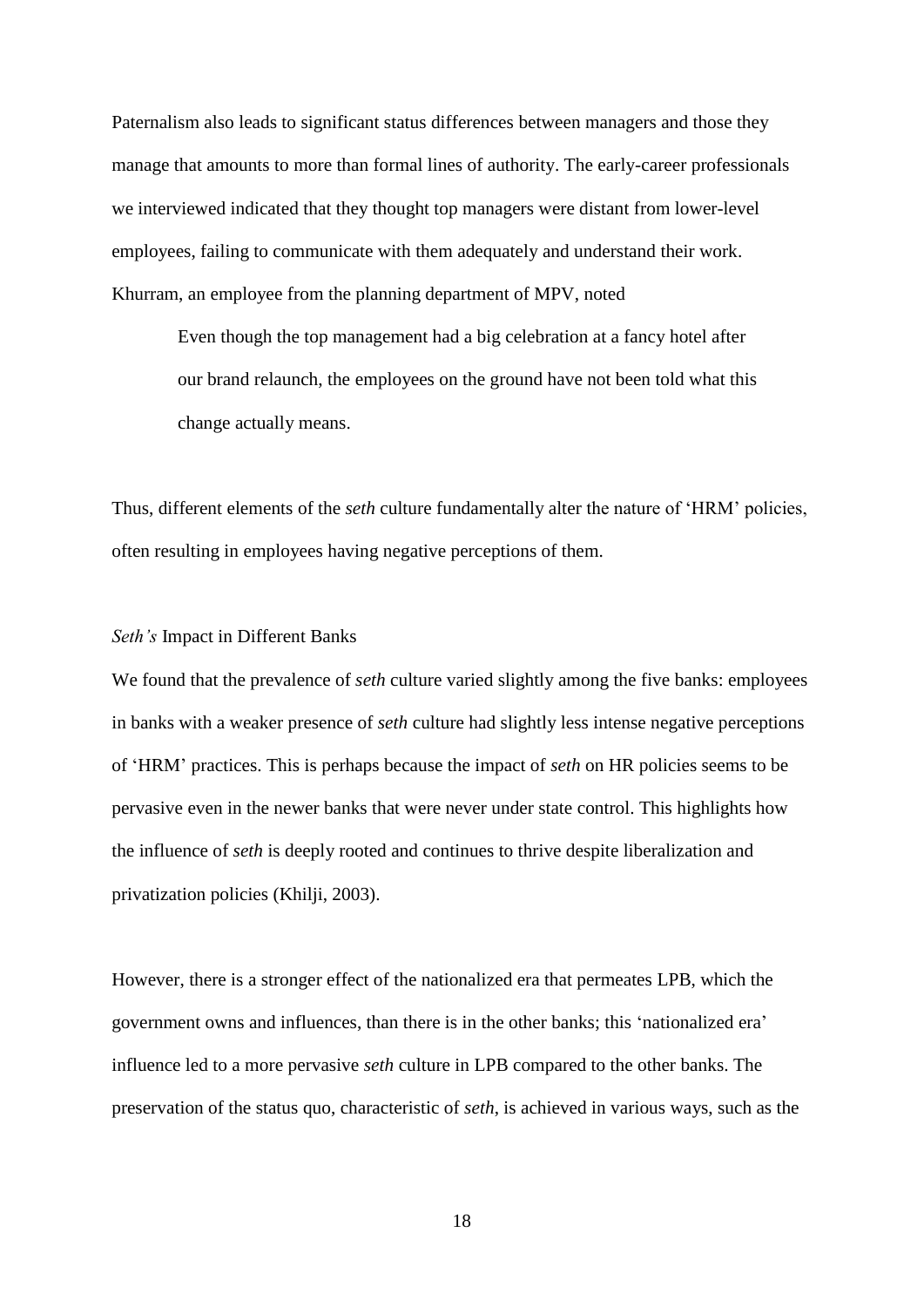Paternalism also leads to significant status differences between managers and those they manage that amounts to more than formal lines of authority. The early-career professionals we interviewed indicated that they thought top managers were distant from lower-level employees, failing to communicate with them adequately and understand their work. Khurram, an employee from the planning department of MPV, noted

> Even though the top management had a big celebration at a fancy hotel after our brand relaunch, the employees on the ground have not been told what this change actually means.

Thus, different elements of the *seth* culture fundamentally alter the nature of 'HRM' policies, often resulting in employees having negative perceptions of them.

### *Seth's* Impact in Different Banks

We found that the prevalence of *seth* culture varied slightly among the five banks: employees in banks with a weaker presence of *seth* culture had slightly less intense negative perceptions of 'HRM' practices. This is perhaps because the impact of *seth* on HR policies seems to be pervasive even in the newer banks that were never under state control. This highlights how the influence of *seth* is deeply rooted and continues to thrive despite liberalization and privatization policies (Khilji, 2003).

However, there is a stronger effect of the nationalized era that permeates LPB, which the government owns and influences, than there is in the other banks; this 'nationalized era' influence led to a more pervasive *seth* culture in LPB compared to the other banks. The preservation of the status quo, characteristic of *seth*, is achieved in various ways, such as the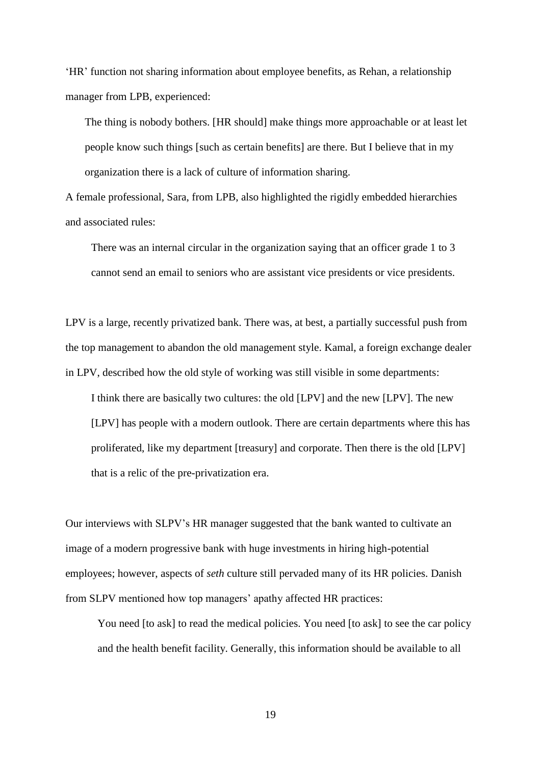'HR' function not sharing information about employee benefits, as Rehan, a relationship manager from LPB, experienced:

> The thing is nobody bothers. [HR should] make things more approachable or at least let people know such things [such as certain benefits] are there. But I believe that in my organization there is a lack of culture of information sharing.

A female professional, Sara, from LPB, also highlighted the rigidly embedded hierarchies and associated rules:

> There was an internal circular in the organization saying that an officer grade 1 to 3 cannot send an email to seniors who are assistant vice presidents or vice presidents.

LPV is a large, recently privatized bank. There was, at best, a partially successful push from the top management to abandon the old management style. Kamal, a foreign exchange dealer in LPV, described how the old style of working was still visible in some departments:

> I think there are basically two cultures: the old [LPV] and the new [LPV]. The new [LPV] has people with a modern outlook. There are certain departments where this has proliferated, like my department [treasury] and corporate. Then there is the old [LPV] that is a relic of the pre-privatization era.

Our interviews with SLPV's HR manager suggested that the bank wanted to cultivate an image of a modern progressive bank with huge investments in hiring high-potential employees; however, aspects of *seth* culture still pervaded many of its HR policies. Danish from SLPV mentioned how top managers' apathy affected HR practices:

> You need [to ask] to read the medical policies. You need [to ask] to see the car policy and the health benefit facility. Generally, this information should be available to all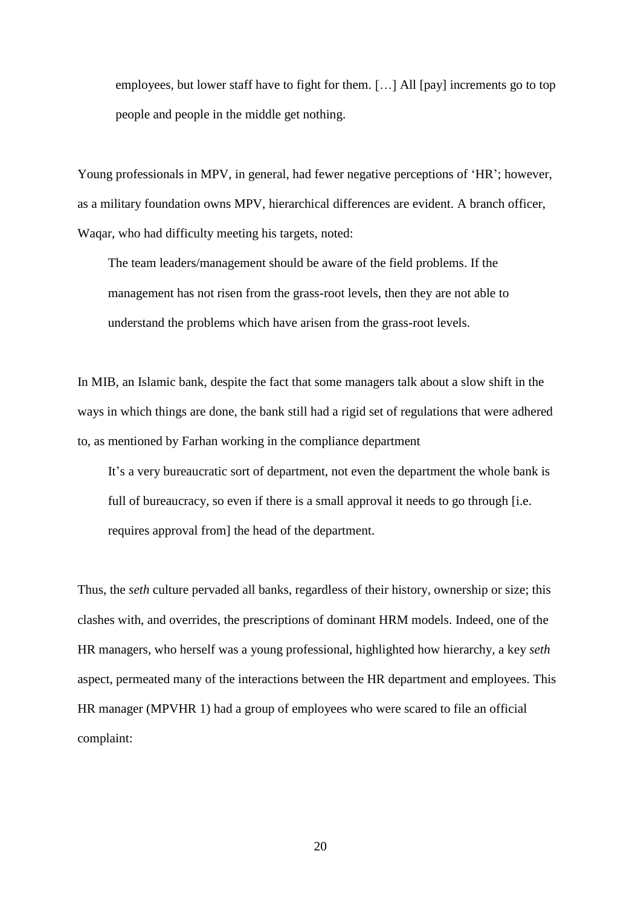> employees, but lower staff have to fight for them. […] All [pay] increments go to top people and people in the middle get nothing.

Young professionals in MPV, in general, had fewer negative perceptions of 'HR'; however, as a military foundation owns MPV, hierarchical differences are evident. A branch officer, Waqar, who had difficulty meeting his targets, noted:

> The team leaders/management should be aware of the field problems. If the management has not risen from the grass-root levels, then they are not able to understand the problems which have arisen from the grass-root levels.

In MIB, an Islamic bank, despite the fact that some managers talk about a slow shift in the ways in which things are done, the bank still had a rigid set of regulations that were adhered to, as mentioned by Farhan working in the compliance department

> It's a very bureaucratic sort of department, not even the department the whole bank is full of bureaucracy, so even if there is a small approval it needs to go through [i.e. requires approval from] the head of the department.

Thus, the *seth* culture pervaded all banks, regardless of their history, ownership or size; this clashes with, and overrides, the prescriptions of dominant HRM models. Indeed, one of the HR managers, who herself was a young professional, highlighted how hierarchy, a key *seth* aspect, permeated many of the interactions between the HR department and employees. This HR manager (MPVHR 1) had a group of employees who were scared to file an official complaint: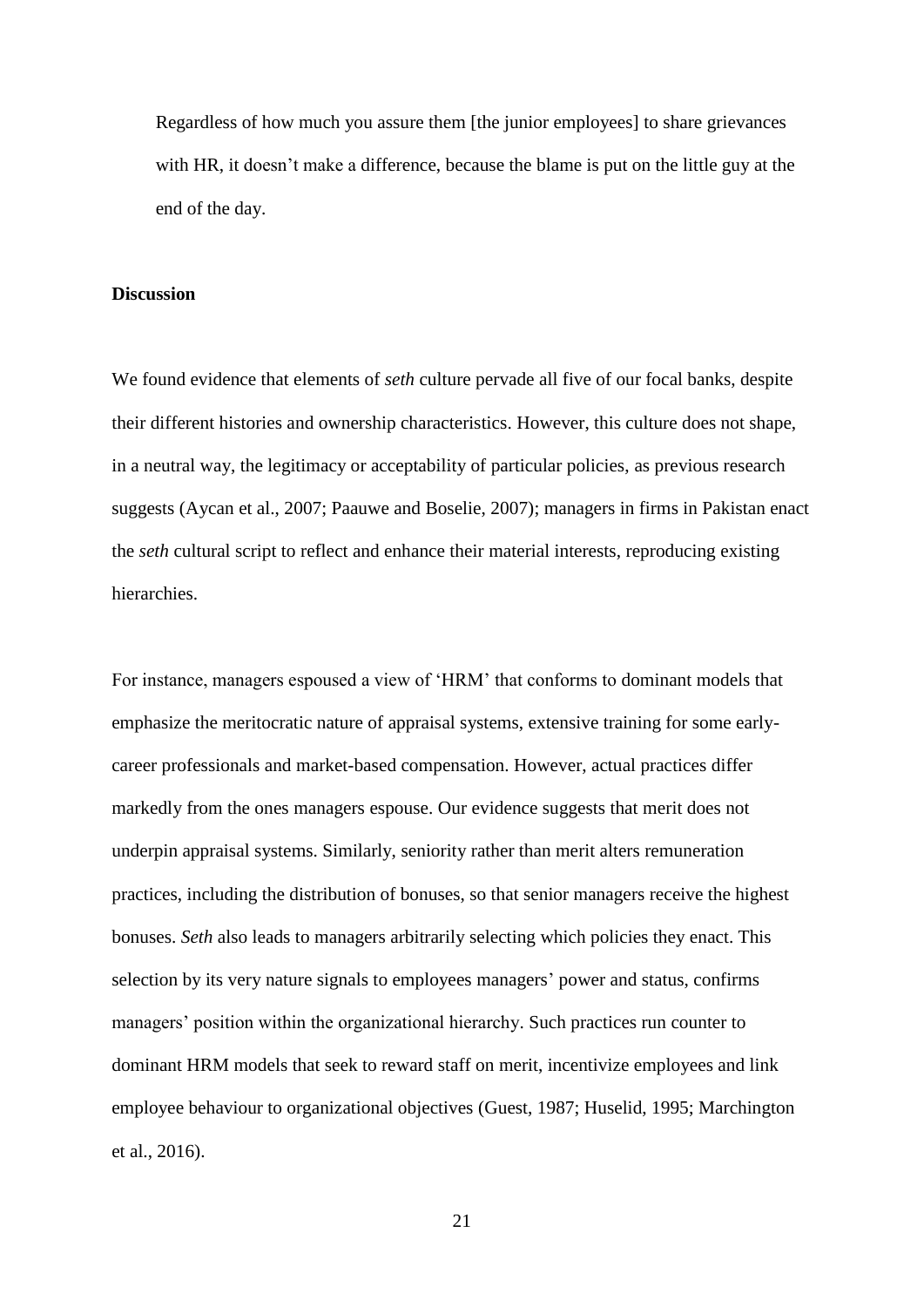> Regardless of how much you assure them [the junior employees] to share grievances with HR, it doesn't make a difference, because the blame is put on the little guy at the end of the day.

**Discussion**

We found evidence that elements of *seth* culture pervade all five of our focal banks, despite their different histories and ownership characteristics. However, this culture does not shape, in a neutral way, the legitimacy or acceptability of particular policies, as previous research suggests (Aycan et al., 2007; Paauwe and Boselie, 2007); managers in firms in Pakistan enact the *seth* cultural script to reflect and enhance their material interests, reproducing existing hierarchies.

For instance, managers espoused a view of 'HRM' that conforms to dominant models that emphasize the meritocratic nature of appraisal systems, extensive training for some early-career professionals and market-based compensation. However, actual practices differ markedly from the ones managers espouse. Our evidence suggests that merit does not underpin appraisal systems. Similarly, seniority rather than merit alters remuneration practices, including the distribution of bonuses, so that senior managers receive the highest bonuses. *Seth* also leads to managers arbitrarily selecting which policies they enact. This selection by its very nature signals to employees managers' power and status, confirms managers' position within the organizational hierarchy. Such practices run counter to dominant HRM models that seek to reward staff on merit, incentivize employees and link employee behaviour to organizational objectives (Guest, 1987; Huselid, 1995; Marchington et al., 2016).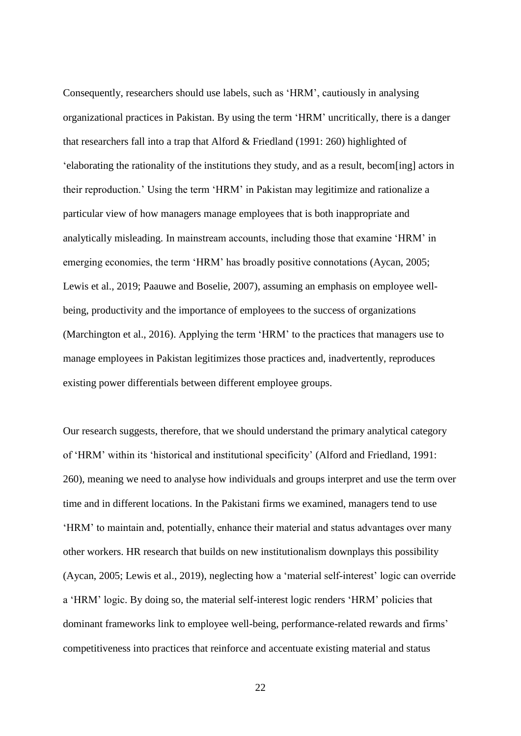Consequently, researchers should use labels, such as 'HRM', cautiously in analysing organizational practices in Pakistan. By using the term 'HRM' uncritically, there is a danger that researchers fall into a trap that Alford & Friedland (1991: 260) highlighted of 'elaborating the rationality of the institutions they study, and as a result, becom[ing] actors in their reproduction.' Using the term 'HRM' in Pakistan may legitimize and rationalize a particular view of how managers manage employees that is both inappropriate and analytically misleading. In mainstream accounts, including those that examine 'HRM' in emerging economies, the term 'HRM' has broadly positive connotations (Aycan, 2005; Lewis et al., 2019; Paauwe and Boselie, 2007), assuming an emphasis on employee well-being, productivity and the importance of employees to the success of organizations (Marchington et al., 2016). Applying the term 'HRM' to the practices that managers use to manage employees in Pakistan legitimizes those practices and, inadvertently, reproduces existing power differentials between different employee groups.

Our research suggests, therefore, that we should understand the primary analytical category of 'HRM' within its 'historical and institutional specificity' (Alford and Friedland, 1991: 260), meaning we need to analyse how individuals and groups interpret and use the term over time and in different locations. In the Pakistani firms we examined, managers tend to use 'HRM' to maintain and, potentially, enhance their material and status advantages over many other workers. HR research that builds on new institutionalism downplays this possibility (Aycan, 2005; Lewis et al., 2019), neglecting how a 'material self-interest' logic can override a 'HRM' logic. By doing so, the material self-interest logic renders 'HRM' policies that dominant frameworks link to employee well-being, performance-related rewards and firms' competitiveness into practices that reinforce and accentuate existing material and status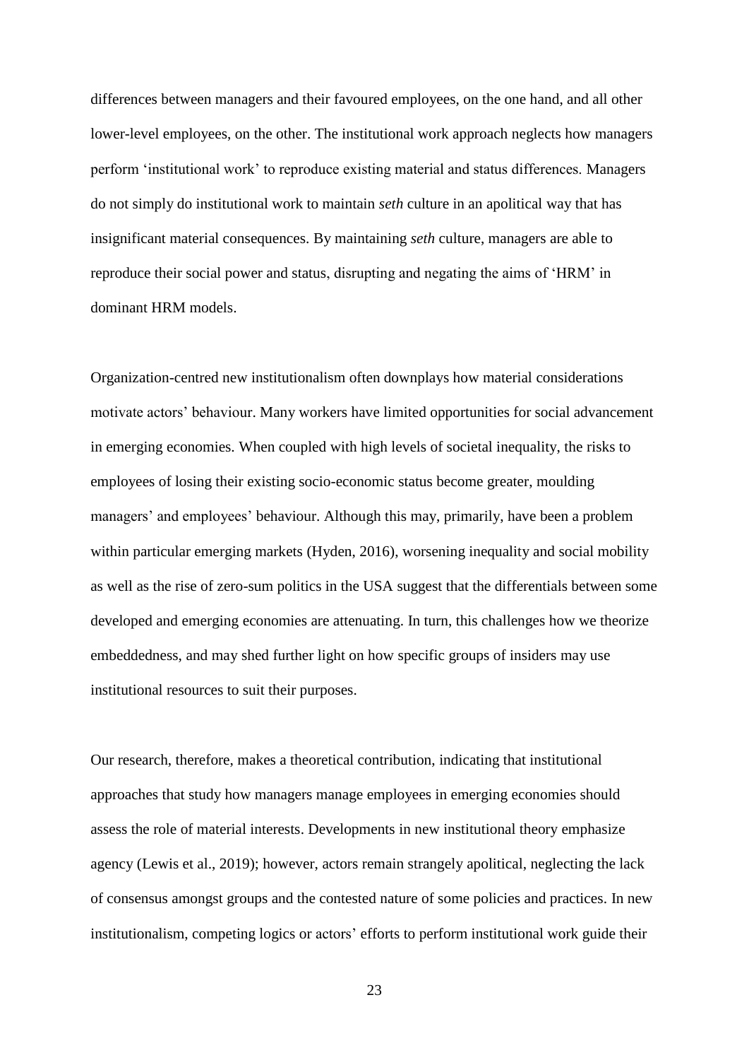differences between managers and their favoured employees, on the one hand, and all other lower-level employees, on the other. The institutional work approach neglects how managers perform 'institutional work' to reproduce existing material and status differences. Managers do not simply do institutional work to maintain *seth* culture in an apolitical way that has insignificant material consequences. By maintaining *seth* culture, managers are able to reproduce their social power and status, disrupting and negating the aims of 'HRM' in dominant HRM models.

Organization-centred new institutionalism often downplays how material considerations motivate actors' behaviour. Many workers have limited opportunities for social advancement in emerging economies. When coupled with high levels of societal inequality, the risks to employees of losing their existing socio-economic status become greater, moulding managers' and employees' behaviour. Although this may, primarily, have been a problem within particular emerging markets (Hyden, 2016), worsening inequality and social mobility as well as the rise of zero-sum politics in the USA suggest that the differentials between some developed and emerging economies are attenuating. In turn, this challenges how we theorize embeddedness, and may shed further light on how specific groups of insiders may use institutional resources to suit their purposes.

Our research, therefore, makes a theoretical contribution, indicating that institutional approaches that study how managers manage employees in emerging economies should assess the role of material interests. Developments in new institutional theory emphasize agency (Lewis et al., 2019); however, actors remain strangely apolitical, neglecting the lack of consensus amongst groups and the contested nature of some policies and practices. In new institutionalism, competing logics or actors' efforts to perform institutional work guide their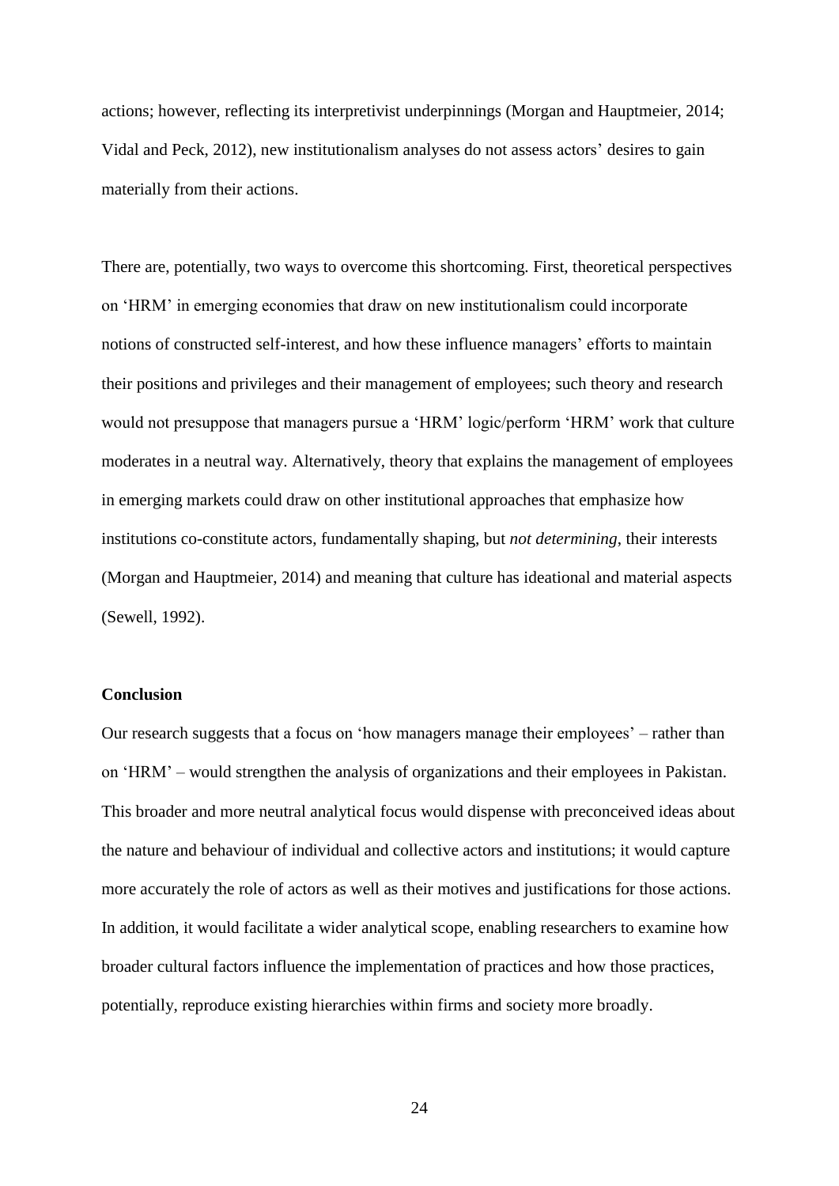actions; however, reflecting its interpretivist underpinnings (Morgan and Hauptmeier, 2014; Vidal and Peck, 2012), new institutionalism analyses do not assess actors' desires to gain materially from their actions.

There are, potentially, two ways to overcome this shortcoming. First, theoretical perspectives on 'HRM' in emerging economies that draw on new institutionalism could incorporate notions of constructed self-interest, and how these influence managers' efforts to maintain their positions and privileges and their management of employees; such theory and research would not presuppose that managers pursue a 'HRM' logic/perform 'HRM' work that culture moderates in a neutral way. Alternatively, theory that explains the management of employees in emerging markets could draw on other institutional approaches that emphasize how institutions co-constitute actors, fundamentally shaping, but *not determining*, their interests (Morgan and Hauptmeier, 2014) and meaning that culture has ideational and material aspects (Sewell, 1992).

## Conclusion

Our research suggests that a focus on 'how managers manage their employees' – rather than on 'HRM' – would strengthen the analysis of organizations and their employees in Pakistan. This broader and more neutral analytical focus would dispense with preconceived ideas about the nature and behaviour of individual and collective actors and institutions; it would capture more accurately the role of actors as well as their motives and justifications for those actions. In addition, it would facilitate a wider analytical scope, enabling researchers to examine how broader cultural factors influence the implementation of practices and how those practices, potentially, reproduce existing hierarchies within firms and society more broadly.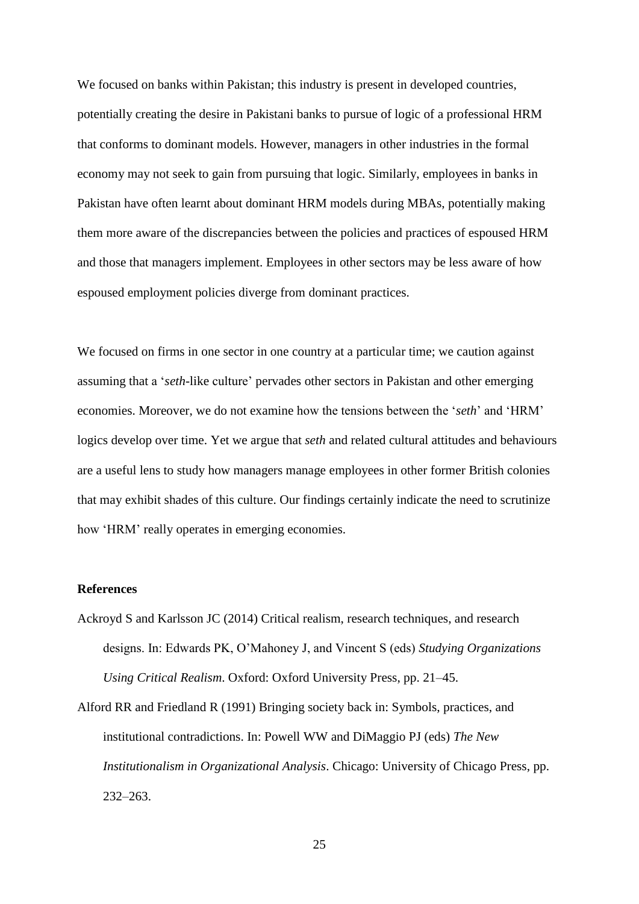We focused on banks within Pakistan; this industry is present in developed countries, potentially creating the desire in Pakistani banks to pursue of logic of a professional HRM that conforms to dominant models. However, managers in other industries in the formal economy may not seek to gain from pursuing that logic. Similarly, employees in banks in Pakistan have often learnt about dominant HRM models during MBAs, potentially making them more aware of the discrepancies between the policies and practices of espoused HRM and those that managers implement. Employees in other sectors may be less aware of how espoused employment policies diverge from dominant practices.

We focused on firms in one sector in one country at a particular time; we caution against assuming that a '*seth*-like culture' pervades other sectors in Pakistan and other emerging economies. Moreover, we do not examine how the tensions between the '*seth*' and 'HRM' logics develop over time. Yet we argue that *seth* and related cultural attitudes and behaviours are a useful lens to study how managers manage employees in other former British colonies that may exhibit shades of this culture. Our findings certainly indicate the need to scrutinize how 'HRM' really operates in emerging economies.

## References

Ackroyd S and Karlsson JC (2014) Critical realism, research techniques, and research designs. In: Edwards PK, O'Mahoney J, and Vincent S (eds) *Studying Organizations Using Critical Realism*. Oxford: Oxford University Press, pp. 21–45.

Alford RR and Friedland R (1991) Bringing society back in: Symbols, practices, and institutional contradictions. In: Powell WW and DiMaggio PJ (eds) *The New Institutionalism in Organizational Analysis*. Chicago: University of Chicago Press, pp. 232–263.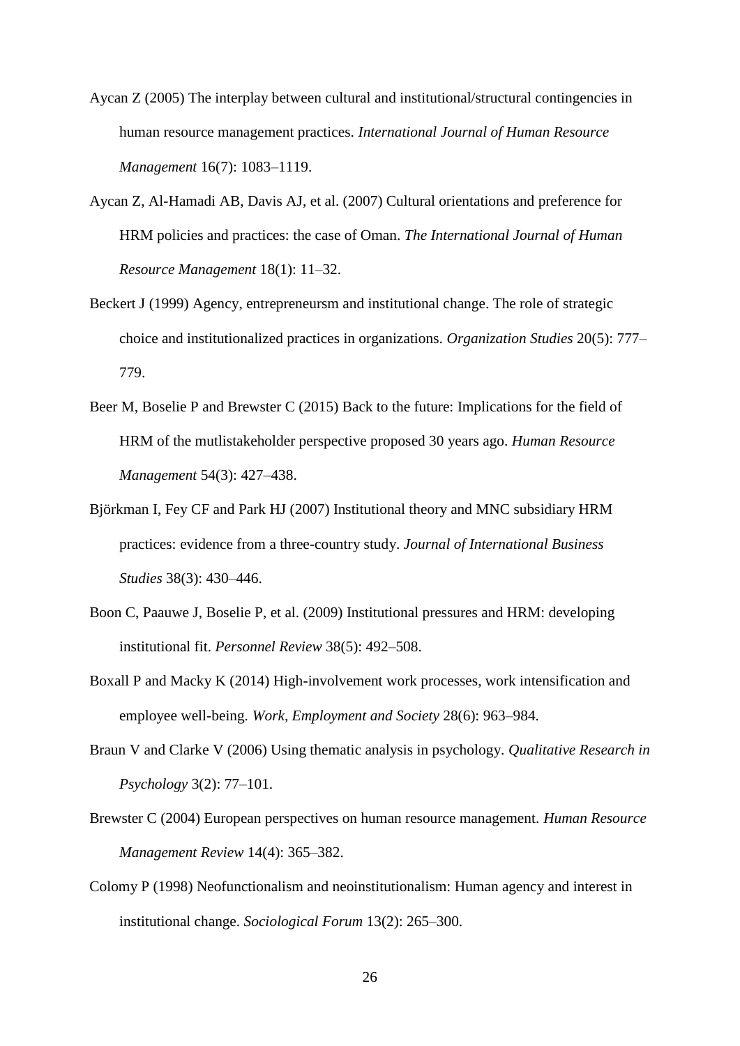Aycan Z (2005) The interplay between cultural and institutional/structural contingencies in human resource management practices. *International Journal of Human Resource Management* 16(7): 1083–1119.

Aycan Z, Al-Hamadi AB, Davis AJ, et al. (2007) Cultural orientations and preference for HRM policies and practices: the case of Oman. *The International Journal of Human Resource Management* 18(1): 11–32.

Beckert J (1999) Agency, entrepreneursm and institutional change. The role of strategic choice and institutionalized practices in organizations. *Organization Studies* 20(5): 777–779.

Beer M, Boselie P and Brewster C (2015) Back to the future: Implications for the field of HRM of the mutlistakeholder perspective proposed 30 years ago. *Human Resource Management* 54(3): 427–438.

Björkman I, Fey CF and Park HJ (2007) Institutional theory and MNC subsidiary HRM practices: evidence from a three-country study. *Journal of International Business Studies* 38(3): 430–446.

Boon C, Paauwe J, Boselie P, et al. (2009) Institutional pressures and HRM: developing institutional fit. *Personnel Review* 38(5): 492–508.

Boxall P and Macky K (2014) High-involvement work processes, work intensification and employee well-being. *Work, Employment and Society* 28(6): 963–984.

Braun V and Clarke V (2006) Using thematic analysis in psychology. *Qualitative Research in Psychology* 3(2): 77–101.

Brewster C (2004) European perspectives on human resource management. *Human Resource Management Review* 14(4): 365–382.

Colomy P (1998) Neofunctionalism and neoinstitutionalism: Human agency and interest in institutional change. *Sociological Forum* 13(2): 265–300.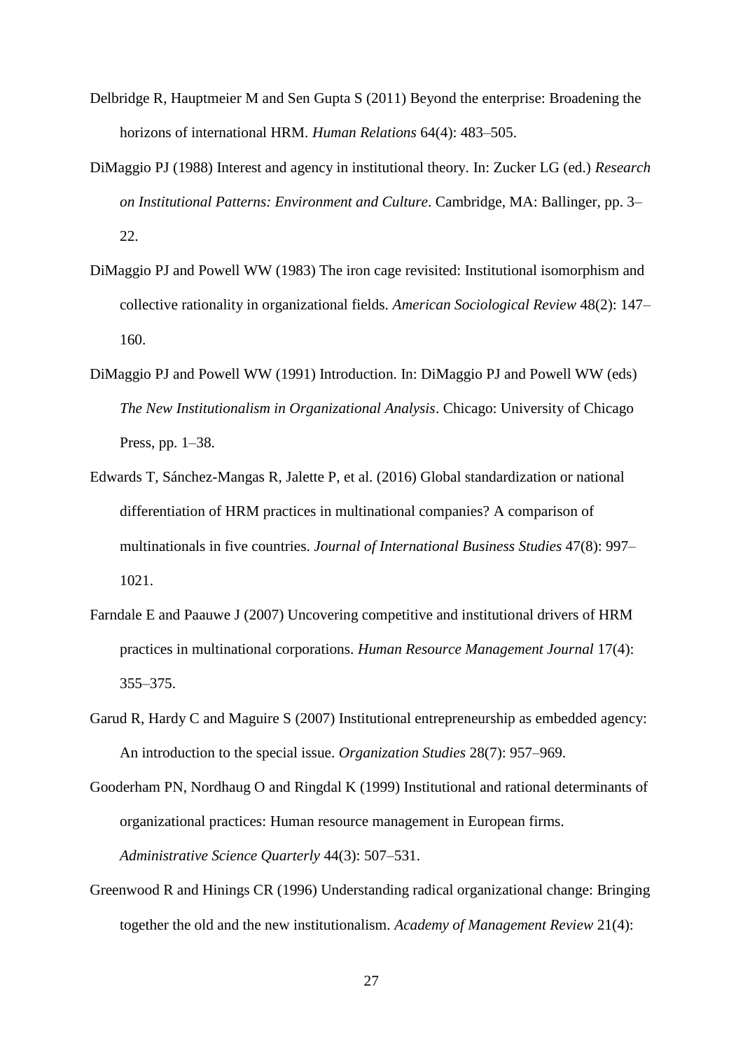Delbridge R, Hauptmeier M and Sen Gupta S (2011) Beyond the enterprise: Broadening the horizons of international HRM. *Human Relations* 64(4): 483–505.

DiMaggio PJ (1988) Interest and agency in institutional theory. In: Zucker LG (ed.) *Research on Institutional Patterns: Environment and Culture*. Cambridge, MA: Ballinger, pp. 3–22.

DiMaggio PJ and Powell WW (1983) The iron cage revisited: Institutional isomorphism and collective rationality in organizational fields. *American Sociological Review* 48(2): 147–160.

DiMaggio PJ and Powell WW (1991) Introduction. In: DiMaggio PJ and Powell WW (eds) *The New Institutionalism in Organizational Analysis*. Chicago: University of Chicago Press, pp. 1–38.

Edwards T, Sánchez-Mangas R, Jalette P, et al. (2016) Global standardization or national differentiation of HRM practices in multinational companies? A comparison of multinationals in five countries. *Journal of International Business Studies* 47(8): 997–1021.

Farndale E and Paauwe J (2007) Uncovering competitive and institutional drivers of HRM practices in multinational corporations. *Human Resource Management Journal* 17(4): 355–375.

Garud R, Hardy C and Maguire S (2007) Institutional entrepreneurship as embedded agency: An introduction to the special issue. *Organization Studies* 28(7): 957–969.

Gooderham PN, Nordhaug O and Ringdal K (1999) Institutional and rational determinants of organizational practices: Human resource management in European firms. *Administrative Science Quarterly* 44(3): 507–531.

Greenwood R and Hinings CR (1996) Understanding radical organizational change: Bringing together the old and the new institutionalism. *Academy of Management Review* 21(4):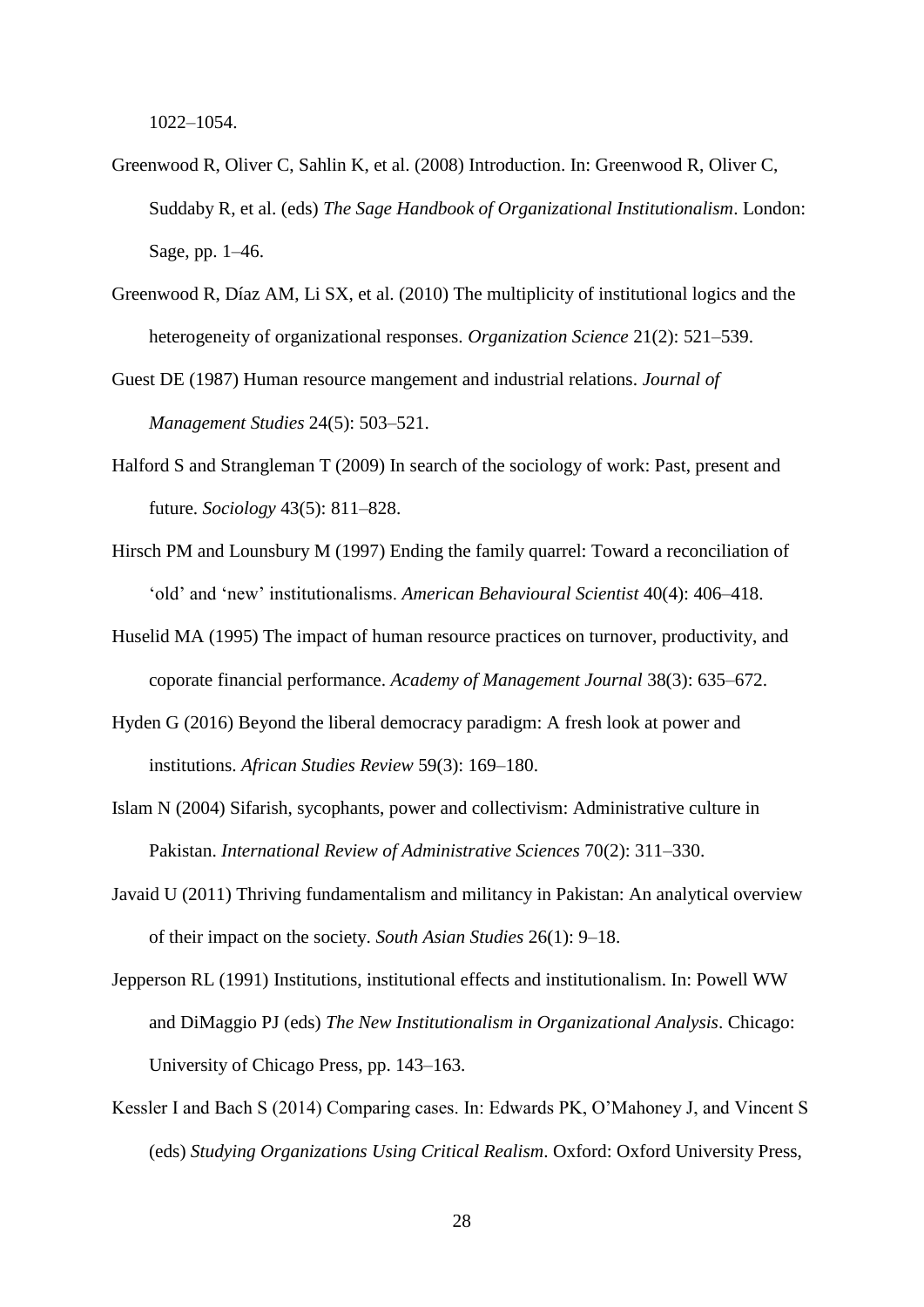1022–1054.

Greenwood R, Oliver C, Sahlin K, et al. (2008) Introduction. In: Greenwood R, Oliver C, Suddaby R, et al. (eds) *The Sage Handbook of Organizational Institutionalism*. London: Sage, pp. 1–46.

Greenwood R, Díaz AM, Li SX, et al. (2010) The multiplicity of institutional logics and the heterogeneity of organizational responses. *Organization Science* 21(2): 521–539.

Guest DE (1987) Human resource mangement and industrial relations. *Journal of Management Studies* 24(5): 503–521.

Halford S and Strangleman T (2009) In search of the sociology of work: Past, present and future. *Sociology* 43(5): 811–828.

Hirsch PM and Lounsbury M (1997) Ending the family quarrel: Toward a reconciliation of 'old' and 'new' institutionalisms. *American Behavioural Scientist* 40(4): 406–418.

Huselid MA (1995) The impact of human resource practices on turnover, productivity, and coporate financial performance. *Academy of Management Journal* 38(3): 635–672.

Hyden G (2016) Beyond the liberal democracy paradigm: A fresh look at power and institutions. *African Studies Review* 59(3): 169–180.

Islam N (2004) Sifarish, sycophants, power and collectivism: Administrative culture in Pakistan. *International Review of Administrative Sciences* 70(2): 311–330.

Javaid U (2011) Thriving fundamentalism and militancy in Pakistan: An analytical overview of their impact on the society. *South Asian Studies* 26(1): 9–18.

Jepperson RL (1991) Institutions, institutional effects and institutionalism. In: Powell WW and DiMaggio PJ (eds) *The New Institutionalism in Organizational Analysis*. Chicago: University of Chicago Press, pp. 143–163.

Kessler I and Bach S (2014) Comparing cases. In: Edwards PK, O'Mahoney J, and Vincent S (eds) *Studying Organizations Using Critical Realism*. Oxford: Oxford University Press,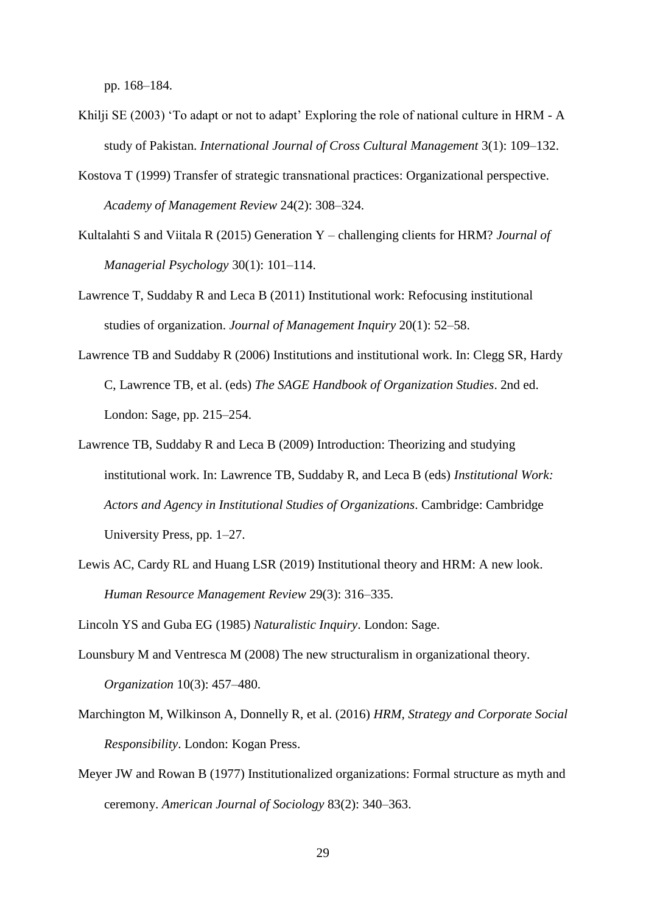pp. 168–184.

Khilji SE (2003) 'To adapt or not to adapt' Exploring the role of national culture in HRM - A study of Pakistan. *International Journal of Cross Cultural Management* 3(1): 109–132.

Kostova T (1999) Transfer of strategic transnational practices: Organizational perspective. *Academy of Management Review* 24(2): 308–324.

Kultalahti S and Viitala R (2015) Generation Y – challenging clients for HRM? *Journal of Managerial Psychology* 30(1): 101–114.

Lawrence T, Suddaby R and Leca B (2011) Institutional work: Refocusing institutional studies of organization. *Journal of Management Inquiry* 20(1): 52–58.

Lawrence TB and Suddaby R (2006) Institutions and institutional work. In: Clegg SR, Hardy C, Lawrence TB, et al. (eds) *The SAGE Handbook of Organization Studies*. 2nd ed. London: Sage, pp. 215–254.

Lawrence TB, Suddaby R and Leca B (2009) Introduction: Theorizing and studying institutional work. In: Lawrence TB, Suddaby R, and Leca B (eds) *Institutional Work: Actors and Agency in Institutional Studies of Organizations*. Cambridge: Cambridge University Press, pp. 1–27.

Lewis AC, Cardy RL and Huang LSR (2019) Institutional theory and HRM: A new look. *Human Resource Management Review* 29(3): 316–335.

Lincoln YS and Guba EG (1985) *Naturalistic Inquiry*. London: Sage.

Lounsbury M and Ventresca M (2008) The new structuralism in organizational theory. *Organization* 10(3): 457–480.

Marchington M, Wilkinson A, Donnelly R, et al. (2016) *HRM, Strategy and Corporate Social Responsibility*. London: Kogan Press.

Meyer JW and Rowan B (1977) Institutionalized organizations: Formal structure as myth and ceremony. *American Journal of Sociology* 83(2): 340–363.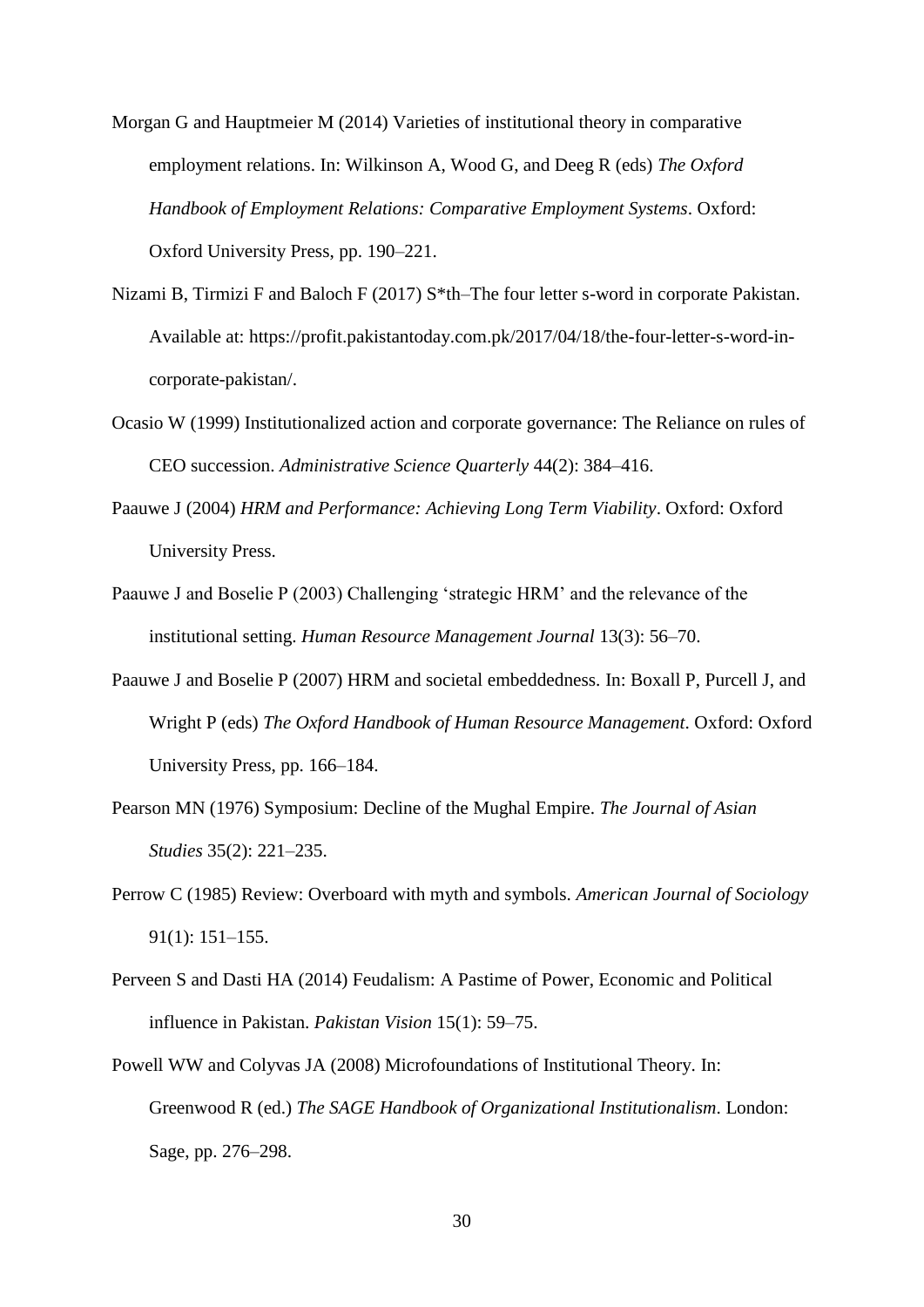Morgan G and Hauptmeier M (2014) Varieties of institutional theory in comparative employment relations. In: Wilkinson A, Wood G, and Deeg R (eds) *The Oxford Handbook of Employment Relations: Comparative Employment Systems*. Oxford: Oxford University Press, pp. 190–221.

Nizami B, Tirmizi F and Baloch F (2017) S*th–The four letter s-word in corporate Pakistan. Available at: https://profit.pakistantoday.com.pk/2017/04/18/the-four-letter-s-word-in-corporate-pakistan/.

Ocasio W (1999) Institutionalized action and corporate governance: The Reliance on rules of CEO succession. *Administrative Science Quarterly* 44(2): 384–416.

Paauwe J (2004) *HRM and Performance: Achieving Long Term Viability*. Oxford: Oxford University Press.

Paauwe J and Boselie P (2003) Challenging 'strategic HRM' and the relevance of the institutional setting. *Human Resource Management Journal* 13(3): 56–70.

Paauwe J and Boselie P (2007) HRM and societal embeddedness. In: Boxall P, Purcell J, and Wright P (eds) *The Oxford Handbook of Human Resource Management*. Oxford: Oxford University Press, pp. 166–184.

Pearson MN (1976) Symposium: Decline of the Mughal Empire. *The Journal of Asian Studies* 35(2): 221–235.

Perrow C (1985) Review: Overboard with myth and symbols. *American Journal of Sociology* 91(1): 151–155.

Perveen S and Dasti HA (2014) Feudalism: A Pastime of Power, Economic and Political influence in Pakistan. *Pakistan Vision* 15(1): 59–75.

Powell WW and Colyvas JA (2008) Microfoundations of Institutional Theory. In: Greenwood R (ed.) *The SAGE Handbook of Organizational Institutionalism*. London: Sage, pp. 276–298.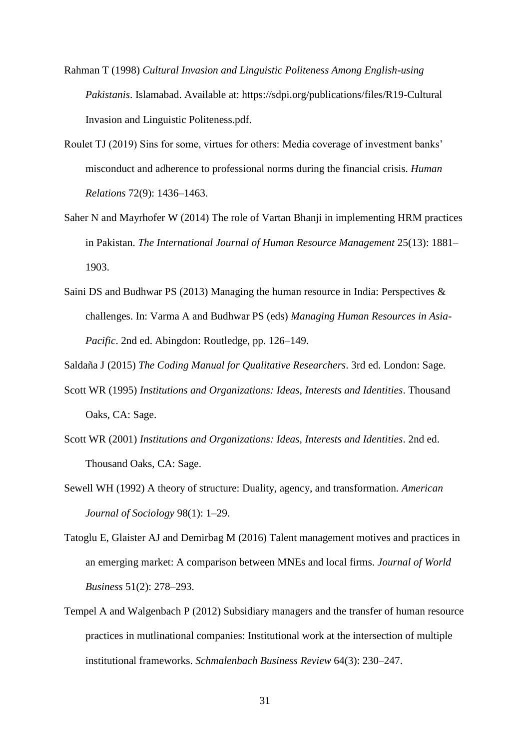Rahman T (1998) *Cultural Invasion and Linguistic Politeness Among English-using Pakistanis*. Islamabad. Available at: https://sdpi.org/publications/files/R19-Cultural Invasion and Linguistic Politeness.pdf.

Roulet TJ (2019) Sins for some, virtues for others: Media coverage of investment banks' misconduct and adherence to professional norms during the financial crisis. *Human Relations* 72(9): 1436–1463.

Saher N and Mayrhofer W (2014) The role of Vartan Bhanji in implementing HRM practices in Pakistan. *The International Journal of Human Resource Management* 25(13): 1881–1903.

Saini DS and Budhwar PS (2013) Managing the human resource in India: Perspectives & challenges. In: Varma A and Budhwar PS (eds) *Managing Human Resources in Asia-Pacific*. 2nd ed. Abingdon: Routledge, pp. 126–149.

Saldaña J (2015) *The Coding Manual for Qualitative Researchers*. 3rd ed. London: Sage.

Scott WR (1995) *Institutions and Organizations: Ideas, Interests and Identities*. Thousand Oaks, CA: Sage.

Scott WR (2001) *Institutions and Organizations: Ideas, Interests and Identities*. 2nd ed. Thousand Oaks, CA: Sage.

Sewell WH (1992) A theory of structure: Duality, agency, and transformation. *American Journal of Sociology* 98(1): 1–29.

Tatoglu E, Glaister AJ and Demirbag M (2016) Talent management motives and practices in an emerging market: A comparison between MNEs and local firms. *Journal of World Business* 51(2): 278–293.

Tempel A and Walgenbach P (2012) Subsidiary managers and the transfer of human resource practices in mutlinational companies: Institutional work at the intersection of multiple institutional frameworks. *Schmalenbach Business Review* 64(3): 230–247.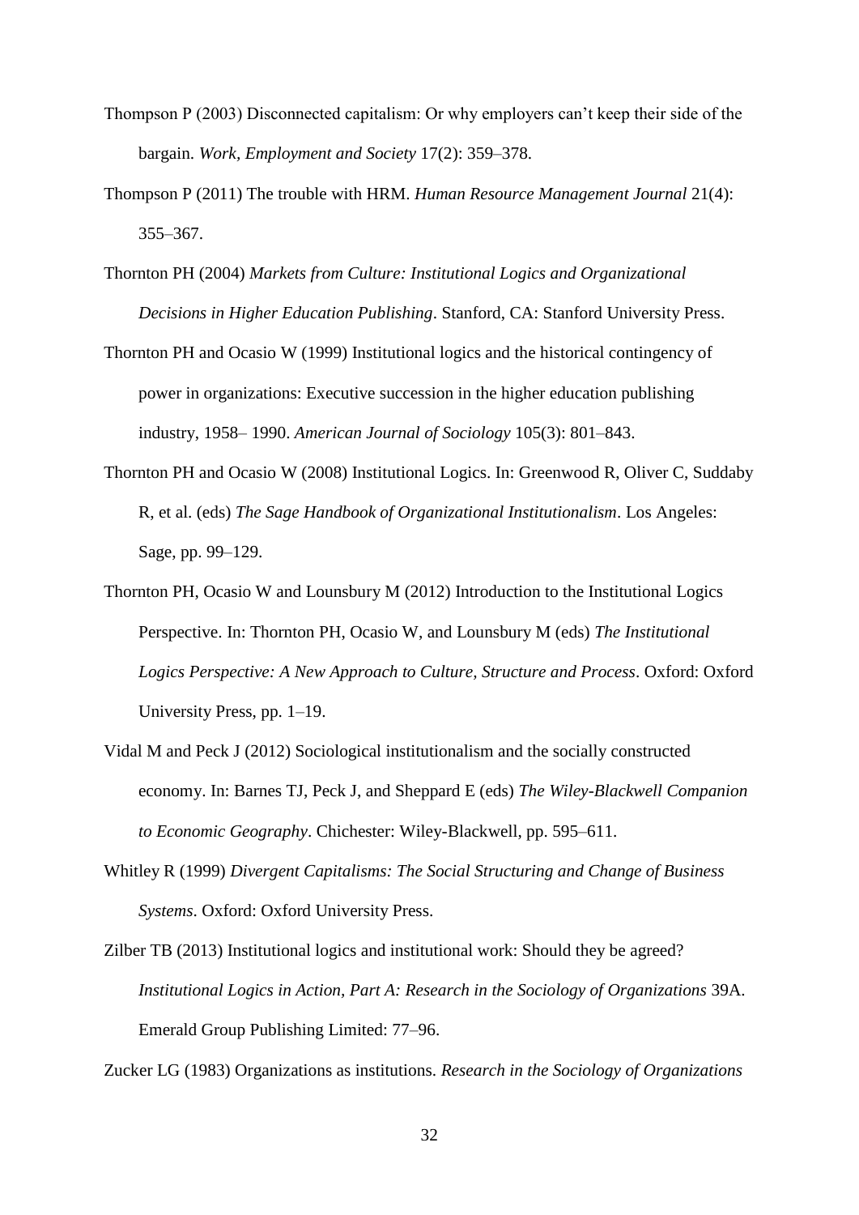Thompson P (2003) Disconnected capitalism: Or why employers can't keep their side of the bargain. *Work, Employment and Society* 17(2): 359–378.

Thompson P (2011) The trouble with HRM. *Human Resource Management Journal* 21(4): 355–367.

Thornton PH (2004) *Markets from Culture: Institutional Logics and Organizational Decisions in Higher Education Publishing*. Stanford, CA: Stanford University Press.

Thornton PH and Ocasio W (1999) Institutional logics and the historical contingency of power in organizations: Executive succession in the higher education publishing industry, 1958– 1990. *American Journal of Sociology* 105(3): 801–843.

Thornton PH and Ocasio W (2008) Institutional Logics. In: Greenwood R, Oliver C, Suddaby R, et al. (eds) *The Sage Handbook of Organizational Institutionalism*. Los Angeles: Sage, pp. 99–129.

Thornton PH, Ocasio W and Lounsbury M (2012) Introduction to the Institutional Logics Perspective. In: Thornton PH, Ocasio W, and Lounsbury M (eds) *The Institutional Logics Perspective: A New Approach to Culture, Structure and Process*. Oxford: Oxford University Press, pp. 1–19.

Vidal M and Peck J (2012) Sociological institutionalism and the socially constructed economy. In: Barnes TJ, Peck J, and Sheppard E (eds) *The Wiley-Blackwell Companion to Economic Geography*. Chichester: Wiley-Blackwell, pp. 595–611.

Whitley R (1999) *Divergent Capitalisms: The Social Structuring and Change of Business Systems*. Oxford: Oxford University Press.

Zilber TB (2013) Institutional logics and institutional work: Should they be agreed? *Institutional Logics in Action, Part A: Research in the Sociology of Organizations* 39A. Emerald Group Publishing Limited: 77–96.

Zucker LG (1983) Organizations as institutions. *Research in the Sociology of Organizations*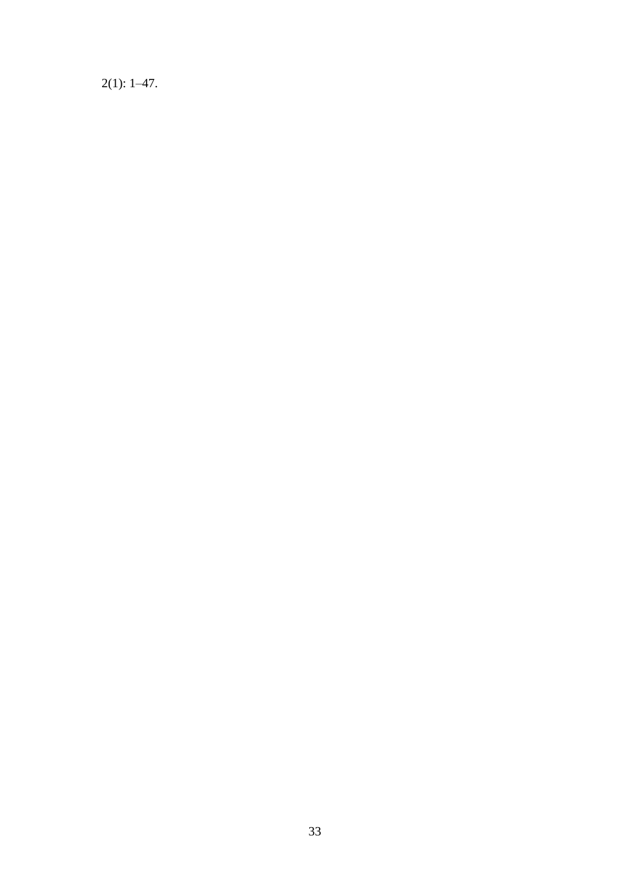2(1): 1–47.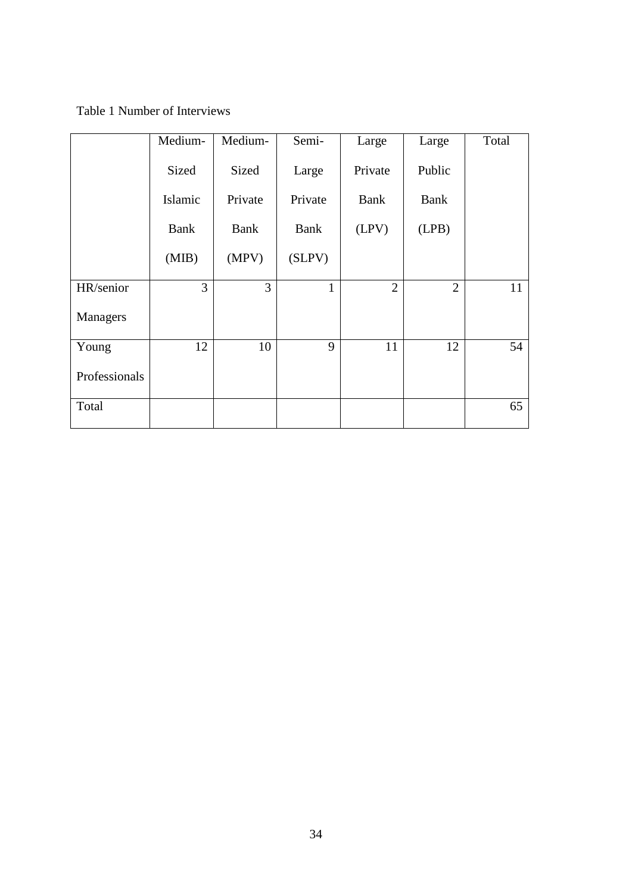Table 1 Number of Interviews

| | Medium-Sized Islamic Bank (MIB) | Medium-Sized Private Bank (MPV) | Semi-Large Private Bank (SLPV) | Large Private Bank (LPV) | Large Public Bank (LPB) | Total |
|---|---|---|---|---|---|---|
| HR/senior Managers | 3 | 3 | 1 | 2 | 2 | 11 |
| Young Professionals | 12 | 10 | 9 | 11 | 12 | 54 |
| Total | | | | | | 65 |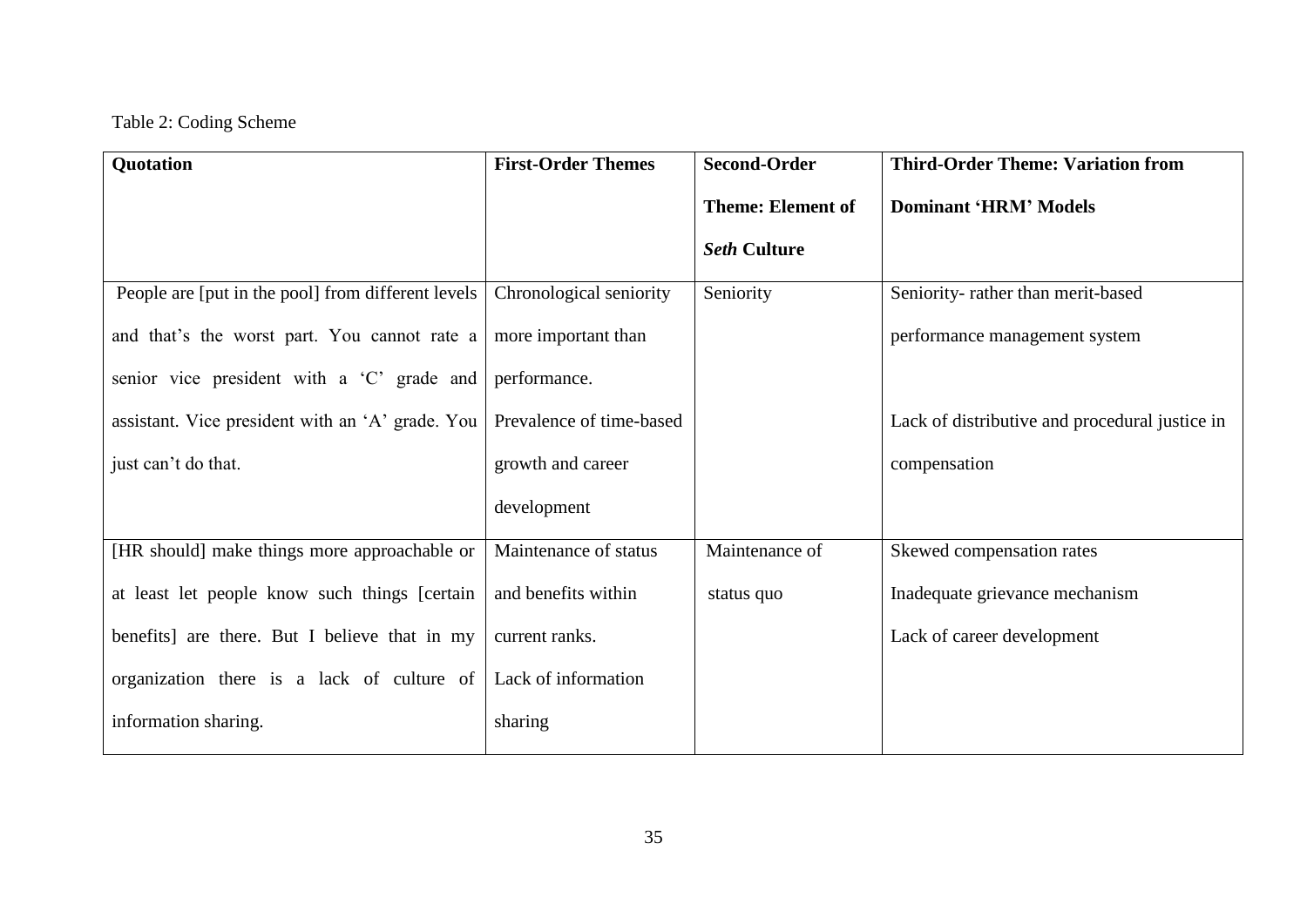Table 2: Coding Scheme

| Quotation | First-Order Themes | Second-Order Theme: Element of *Seth* Culture | Third-Order Theme: Variation from Dominant 'HRM' Models |
|---|---|---|---|
| People are [put in the pool] from different levels and that's the worst part. You cannot rate a senior vice president with a 'C' grade and assistant. Vice president with an 'A' grade. You just can't do that. | Chronological seniority more important than performance. Prevalence of time-based growth and career development | Seniority | Seniority- rather than merit-based performance management system<br><br>Lack of distributive and procedural justice in compensation |
| [HR should] make things more approachable or at least let people know such things [certain benefits] are there. But I believe that in my organization there is a lack of culture of information sharing. | Maintenance of status and benefits within current ranks. Lack of information sharing | Maintenance of status quo | Skewed compensation rates<br>Inadequate grievance mechanism<br>Lack of career development |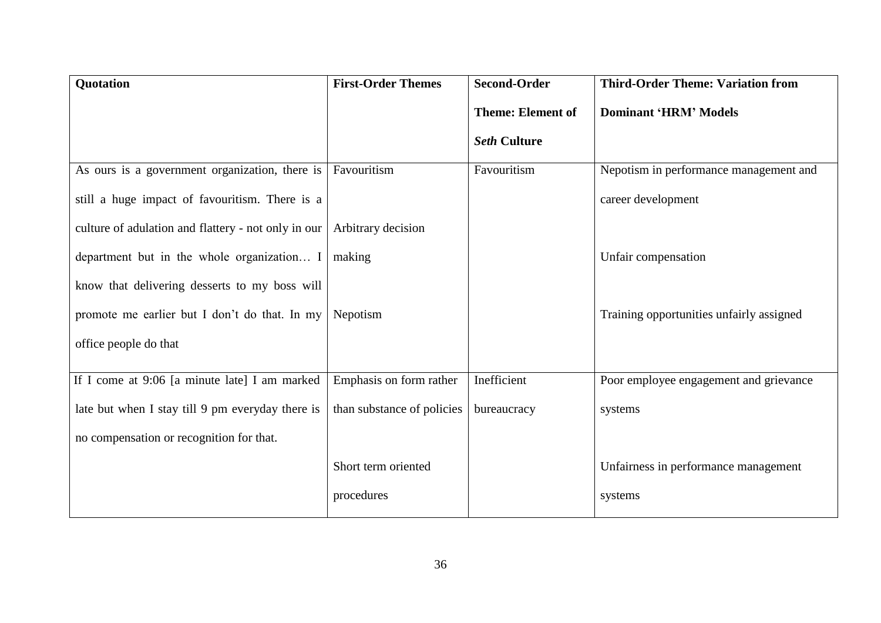| Quotation | First-Order Themes | Second-Order Theme: Element of *Seth* Culture | Third-Order Theme: Variation from Dominant 'HRM' Models |
|---|---|---|---|
| As ours is a government organization, there is still a huge impact of favouritism. There is a culture of adulation and flattery - not only in our department but in the whole organization… I know that delivering desserts to my boss will promote me earlier but I don't do that. In my office people do that | Favouritism<br><br>Arbitrary decision making<br><br>Nepotism | Favouritism | Nepotism in performance management and career development<br><br>Unfair compensation<br><br>Training opportunities unfairly assigned |
| If I come at 9:06 [a minute late] I am marked late but when I stay till 9 pm everyday there is no compensation or recognition for that. | Emphasis on form rather than substance of policies<br><br>Short term oriented procedures | Inefficient bureaucracy | Poor employee engagement and grievance systems<br><br>Unfairness in performance management systems |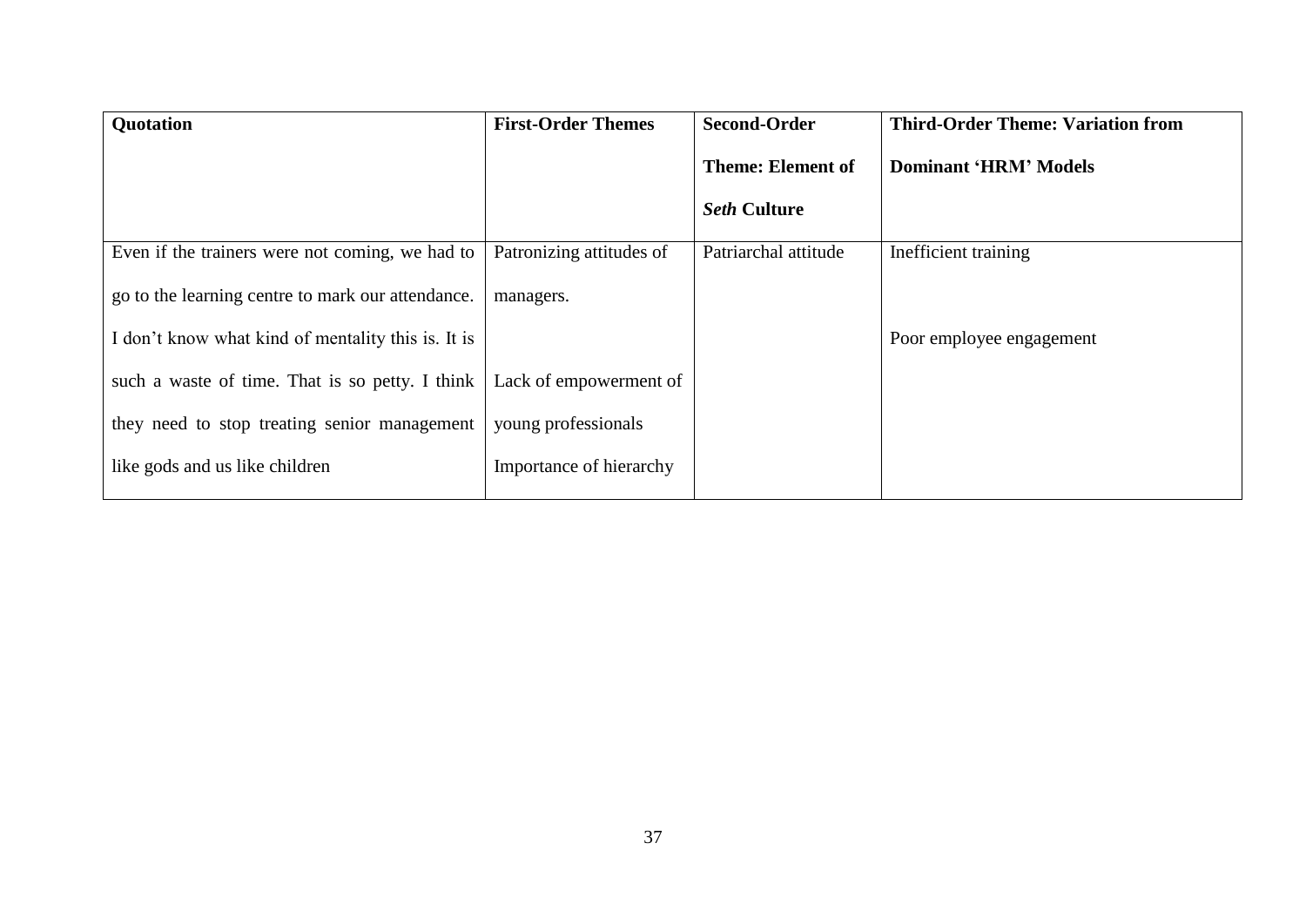| Quotation | First-Order Themes | Second-Order Theme: Element of *Seth* Culture | Third-Order Theme: Variation from Dominant 'HRM' Models |
|---|---|---|---|
| Even if the trainers were not coming, we had to go to the learning centre to mark our attendance. I don't know what kind of mentality this is. It is such a waste of time. That is so petty. I think they need to stop treating senior management like gods and us like children | Patronizing attitudes of managers.<br><br>Lack of empowerment of young professionals<br>Importance of hierarchy | Patriarchal attitude | Inefficient training<br><br>Poor employee engagement |